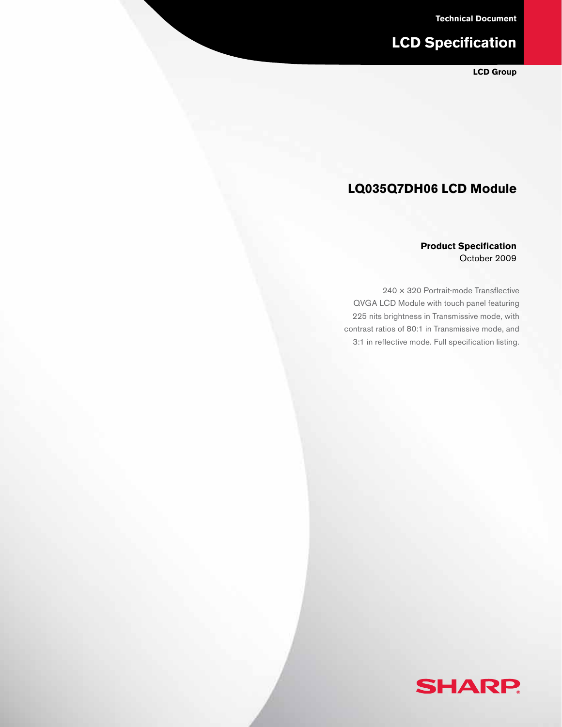Technical Document

# LCD Specification

**LCD Group**

## LQ035Q7DH06 LCD Module

**Product Specification**
October 2009

240 × 320 Portrait-mode Transflective QVGA LCD Module with touch panel featuring 225 nits brightness in Transmissive mode, with contrast ratios of 80:1 in Transmissive mode, and 3:1 in reflective mode. Full specification listing.

SHARP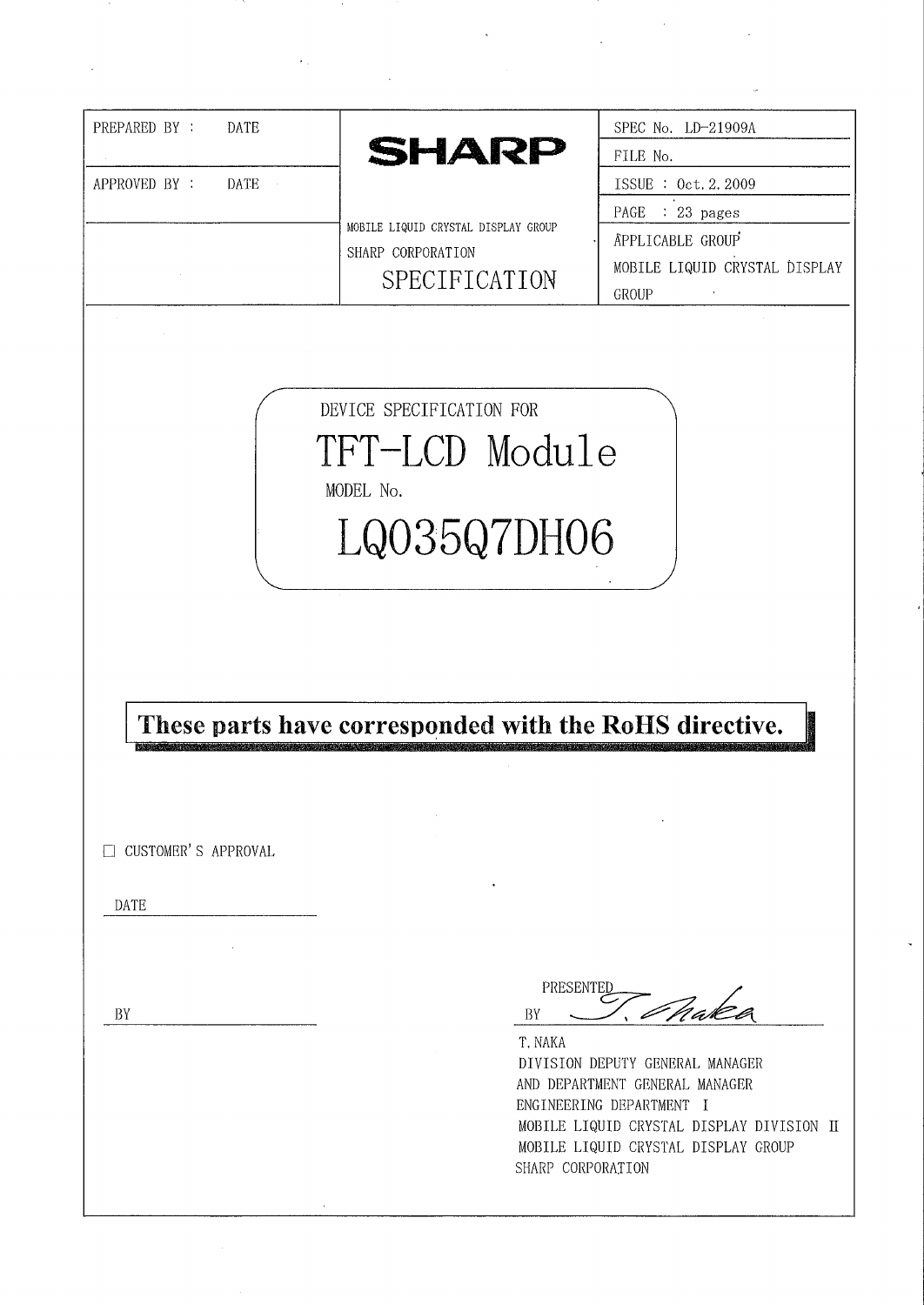| PREPARED BY : DATE | **SHARP** | SPEC No. LD-21909A |
|---|---|---|
| | | FILE No. |
| APPROVED BY : DATE | | ISSUE : Oct.2.2009 |
| | MOBILE LIQUID CRYSTAL DISPLAY GROUP | PAGE : 23 pages |
| | SHARP CORPORATION | APPLICABLE GROUP |
| | SPECIFICATION | MOBILE LIQUID CRYSTAL DISPLAY GROUP |

DEVICE SPECIFICATION FOR

# TFT-LCD Module

MODEL No.

# LQ035Q7DH06

**These parts have corresponded with the RoHS directive.**

☐ CUSTOMER'S APPROVAL

DATE \_\_\_\_\_\_\_\_\_\_\_\_\_\_\_\_\_\_\_\_

BY \_\_\_\_\_\_\_\_\_\_\_\_\_\_\_\_\_\_\_\_

PRESENTED BY T. Naka

T.NAKA
DIVISION DEPUTY GENERAL MANAGER
AND DEPARTMENT GENERAL MANAGER
ENGINEERING DEPARTMENT I
MOBILE LIQUID CRYSTAL DISPLAY DIVISION II
MOBILE LIQUID CRYSTAL DISPLAY GROUP
SHARP CORPORATION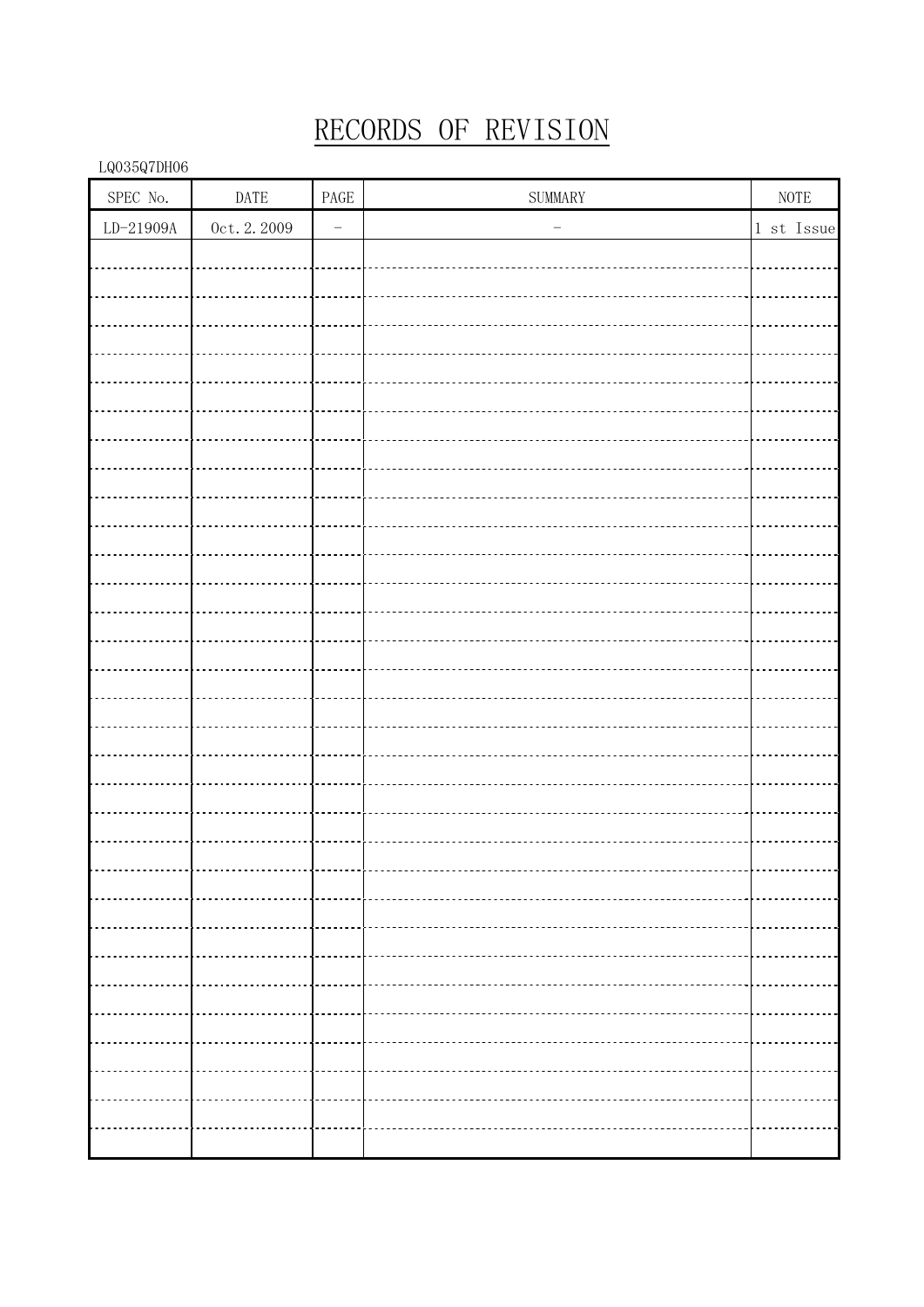# RECORDS OF REVISION

LQ035Q7DH06

| SPEC No. | DATE | PAGE | SUMMARY | NOTE |
|---|---|---|---|---|
| LD-21909A | Oct.2.2009 | － | － | 1 st Issue |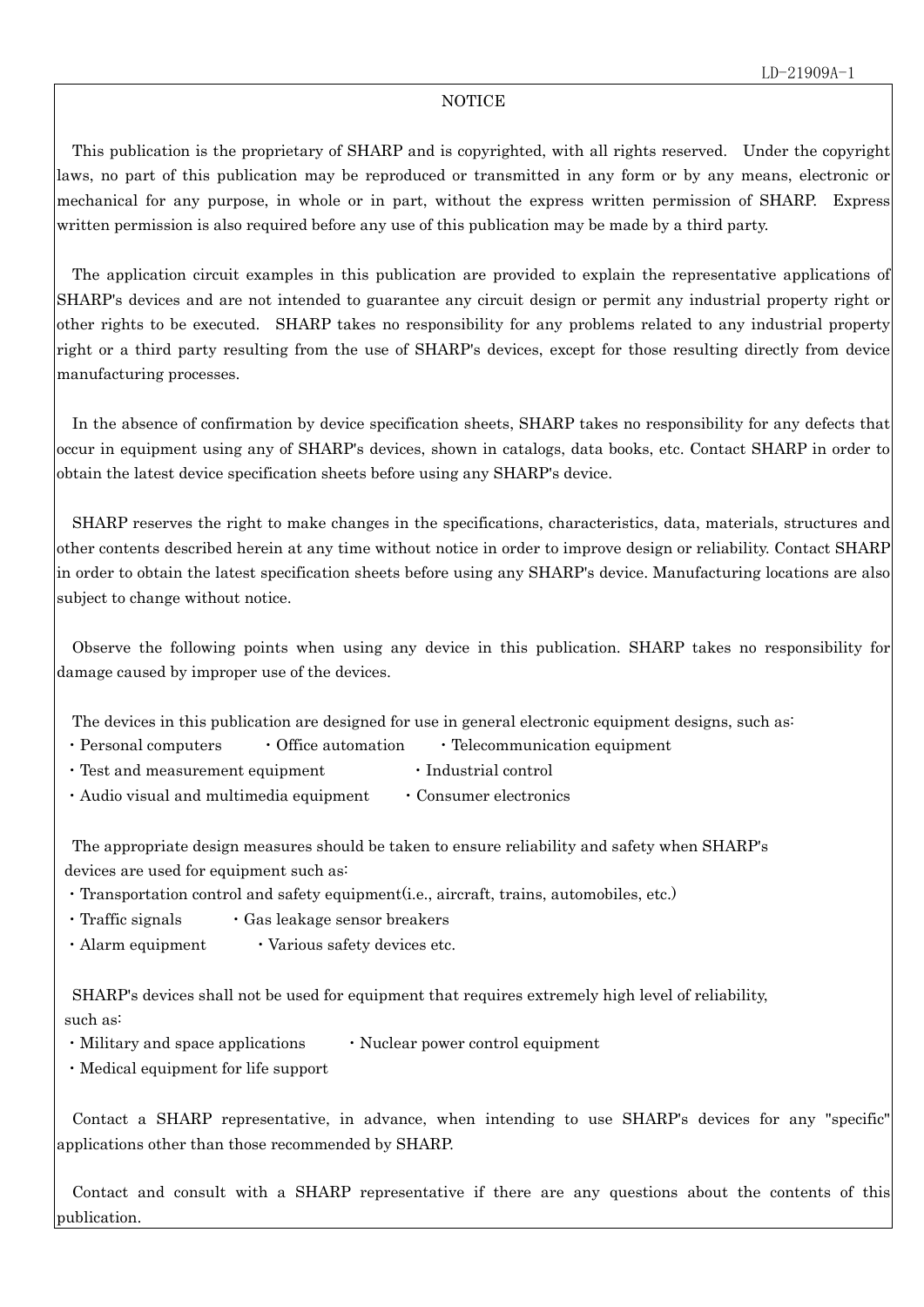## NOTICE

This publication is the proprietary of SHARP and is copyrighted, with all rights reserved. Under the copyright laws, no part of this publication may be reproduced or transmitted in any form or by any means, electronic or mechanical for any purpose, in whole or in part, without the express written permission of SHARP. Express written permission is also required before any use of this publication may be made by a third party.

The application circuit examples in this publication are provided to explain the representative applications of SHARP's devices and are not intended to guarantee any circuit design or permit any industrial property right or other rights to be executed. SHARP takes no responsibility for any problems related to any industrial property right or a third party resulting from the use of SHARP's devices, except for those resulting directly from device manufacturing processes.

In the absence of confirmation by device specification sheets, SHARP takes no responsibility for any defects that occur in equipment using any of SHARP's devices, shown in catalogs, data books, etc. Contact SHARP in order to obtain the latest device specification sheets before using any SHARP's device.

SHARP reserves the right to make changes in the specifications, characteristics, data, materials, structures and other contents described herein at any time without notice in order to improve design or reliability. Contact SHARP in order to obtain the latest specification sheets before using any SHARP's device. Manufacturing locations are also subject to change without notice.

Observe the following points when using any device in this publication. SHARP takes no responsibility for damage caused by improper use of the devices.

The devices in this publication are designed for use in general electronic equipment designs, such as:

- Personal computers
- Office automation
- Telecommunication equipment
- Test and measurement equipment
- Industrial control
- Audio visual and multimedia equipment
- Consumer electronics

The appropriate design measures should be taken to ensure reliability and safety when SHARP's devices are used for equipment such as:

- Transportation control and safety equipment(i.e., aircraft, trains, automobiles, etc.)
- Traffic signals
- Gas leakage sensor breakers
- Alarm equipment
- Various safety devices etc.

SHARP's devices shall not be used for equipment that requires extremely high level of reliability, such as:

- Military and space applications
- Nuclear power control equipment
- Medical equipment for life support

Contact a SHARP representative, in advance, when intending to use SHARP's devices for any "specific" applications other than those recommended by SHARP.

Contact and consult with a SHARP representative if there are any questions about the contents of this publication.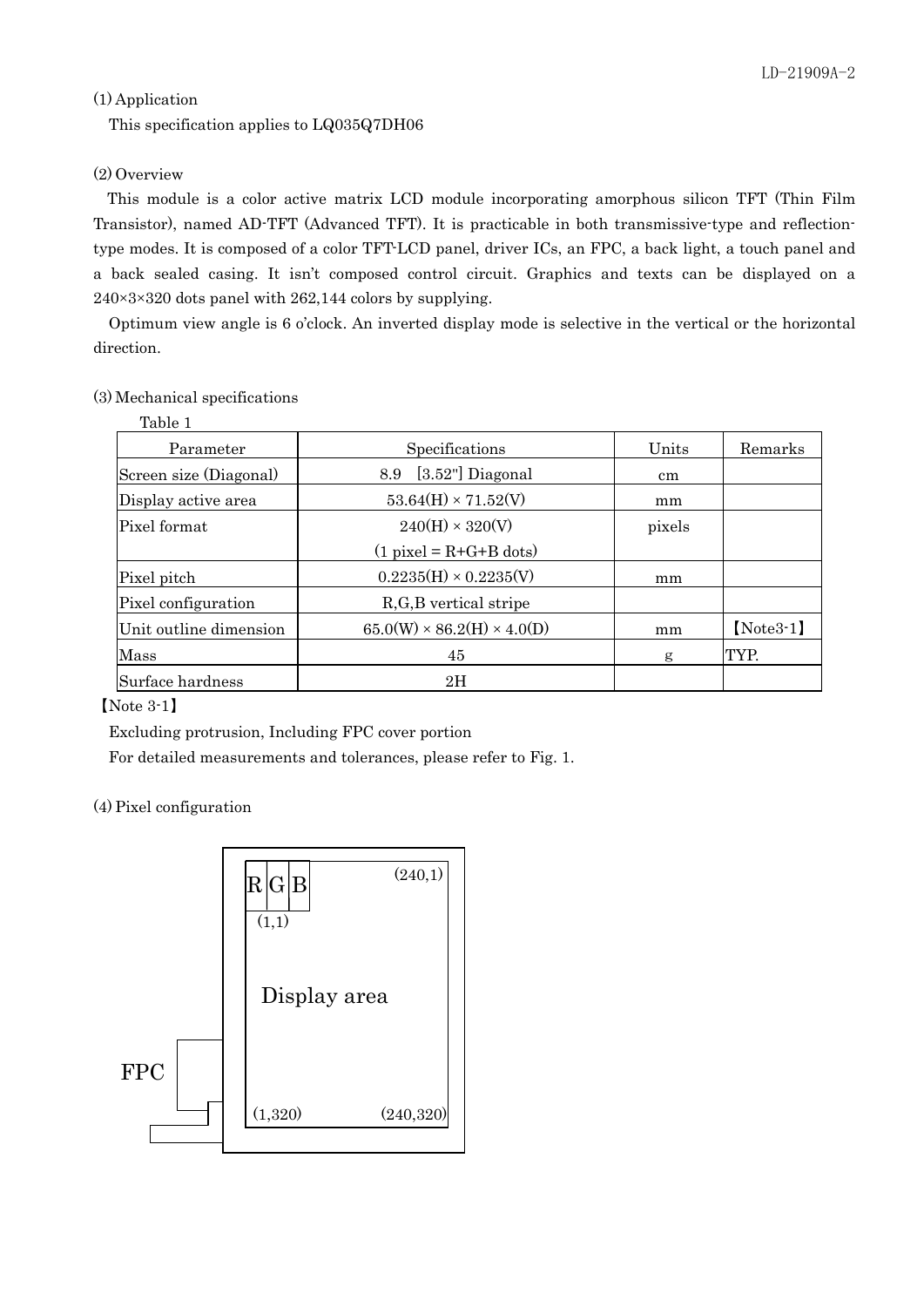(1) Application

This specification applies to LQ035Q7DH06

(2) Overview

This module is a color active matrix LCD module incorporating amorphous silicon TFT (Thin Film Transistor), named AD-TFT (Advanced TFT). It is practicable in both transmissive-type and reflection-type modes. It is composed of a color TFT-LCD panel, driver ICs, an FPC, a back light, a touch panel and a back sealed casing. It isn't composed control circuit. Graphics and texts can be displayed on a 240×3×320 dots panel with 262,144 colors by supplying.

Optimum view angle is 6 o'clock. An inverted display mode is selective in the vertical or the horizontal direction.

(3) Mechanical specifications

Table 1

| Parameter | Specifications | Units | Remarks |
|---|---|---|---|
| Screen size (Diagonal) | 8.9 [3.52"] Diagonal | cm | |
| Display active area | 53.64(H) × 71.52(V) | mm | |
| Pixel format | 240(H) × 320(V)<br>(1 pixel = R+G+B dots) | pixels | |
| Pixel pitch | 0.2235(H) × 0.2235(V) | mm | |
| Pixel configuration | R,G,B vertical stripe | | |
| Unit outline dimension | 65.0(W) × 86.2(H) × 4.0(D) | mm | 【Note3-1】 |
| Mass | 45 | g | TYP. |
| Surface hardness | 2H | | |

【Note 3-1】

Excluding protrusion, Including FPC cover portion

For detailed measurements and tolerances, please refer to Fig. 1.

(4) Pixel configuration

R G B (1,1) (240,1)

Display area

FPC (1,320) (240,320)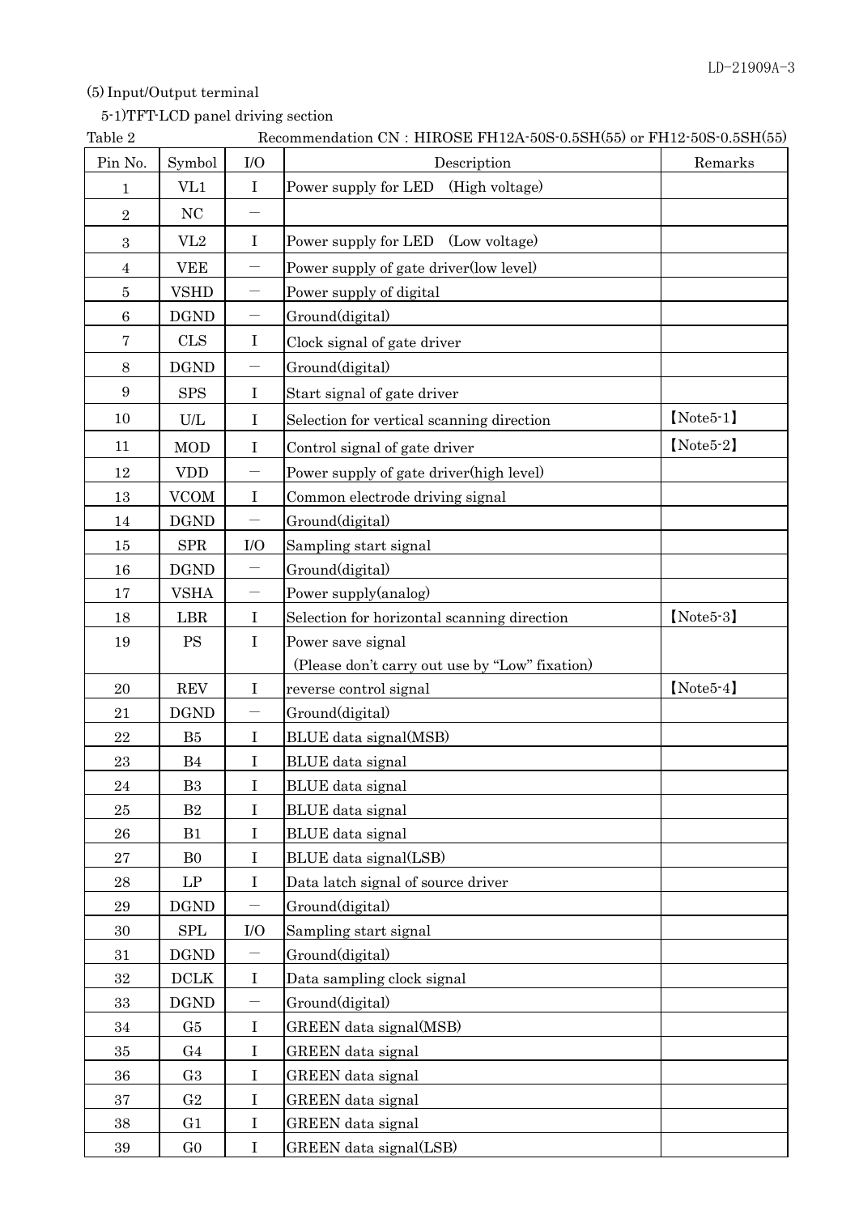(5) Input/Output terminal

5-1)TFT-LCD panel driving section

Table 2 Recommendation CN : HIROSE FH12A-50S-0.5SH(55) or FH12-50S-0.5SH(55)

| Pin No. | Symbol | I/O | Description | Remarks |
|---|---|---|---|---|
| 1 | VL1 | I | Power supply for LED (High voltage) | |
| 2 | NC | － | | |
| 3 | VL2 | I | Power supply for LED (Low voltage) | |
| 4 | VEE | － | Power supply of gate driver(low level) | |
| 5 | VSHD | － | Power supply of digital | |
| 6 | DGND | － | Ground(digital) | |
| 7 | CLS | I | Clock signal of gate driver | |
| 8 | DGND | － | Ground(digital) | |
| 9 | SPS | I | Start signal of gate driver | |
| 10 | U/L | I | Selection for vertical scanning direction | 【Note5-1】 |
| 11 | MOD | I | Control signal of gate driver | 【Note5-2】 |
| 12 | VDD | － | Power supply of gate driver(high level) | |
| 13 | VCOM | I | Common electrode driving signal | |
| 14 | DGND | － | Ground(digital) | |
| 15 | SPR | I/O | Sampling start signal | |
| 16 | DGND | － | Ground(digital) | |
| 17 | VSHA | － | Power supply(analog) | |
| 18 | LBR | I | Selection for horizontal scanning direction | 【Note5-3】 |
| 19 | PS | I | Power save signal (Please don't carry out use by "Low" fixation) | |
| 20 | REV | I | reverse control signal | 【Note5-4】 |
| 21 | DGND | － | Ground(digital) | |
| 22 | B5 | I | BLUE data signal(MSB) | |
| 23 | B4 | I | BLUE data signal | |
| 24 | B3 | I | BLUE data signal | |
| 25 | B2 | I | BLUE data signal | |
| 26 | B1 | I | BLUE data signal | |
| 27 | B0 | I | BLUE data signal(LSB) | |
| 28 | LP | I | Data latch signal of source driver | |
| 29 | DGND | － | Ground(digital) | |
| 30 | SPL | I/O | Sampling start signal | |
| 31 | DGND | － | Ground(digital) | |
| 32 | DCLK | I | Data sampling clock signal | |
| 33 | DGND | － | Ground(digital) | |
| 34 | G5 | I | GREEN data signal(MSB) | |
| 35 | G4 | I | GREEN data signal | |
| 36 | G3 | I | GREEN data signal | |
| 37 | G2 | I | GREEN data signal | |
| 38 | G1 | I | GREEN data signal | |
| 39 | G0 | I | GREEN data signal(LSB) | |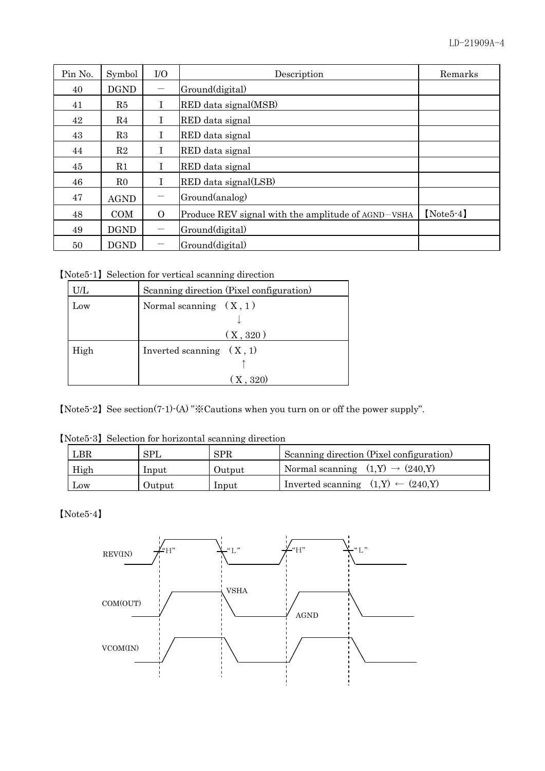| Pin No. | Symbol | I/O | Description | Remarks |
|---|---|---|---|---|
| 40 | DGND | — | Ground(digital) | |
| 41 | R5 | I | RED data signal(MSB) | |
| 42 | R4 | I | RED data signal | |
| 43 | R3 | I | RED data signal | |
| 44 | R2 | I | RED data signal | |
| 45 | R1 | I | RED data signal | |
| 46 | R0 | I | RED data signal(LSB) | |
| 47 | AGND | — | Ground(analog) | |
| 48 | COM | O | Produce REV signal with the amplitude of AGND−VSHA | 【Note5-4】 |
| 49 | DGND | — | Ground(digital) | |
| 50 | DGND | — | Ground(digital) | |

【Note5-1】Selection for vertical scanning direction

| U/L | Scanning direction (Pixel configuration) |
|---|---|
| Low | Normal scanning (X , 1) ↓ (X , 320) |
| High | Inverted scanning (X , 1) ↑ (X , 320) |

【Note5-2】See section(7-1)-(A) "※Cautions when you turn on or off the power supply".

【Note5-3】Selection for horizontal scanning direction

| LBR | SPL | SPR | Scanning direction (Pixel configuration) |
|---|---|---|---|
| High | Input | Output | Normal scanning (1,Y) → (240,Y) |
| Low | Output | Input | Inverted scanning (1,Y) ← (240,Y) |

【Note5-4】

REV(IN): "H" "L" "H" "L"

COM(OUT): VSHA / AGND

VCOM(IN)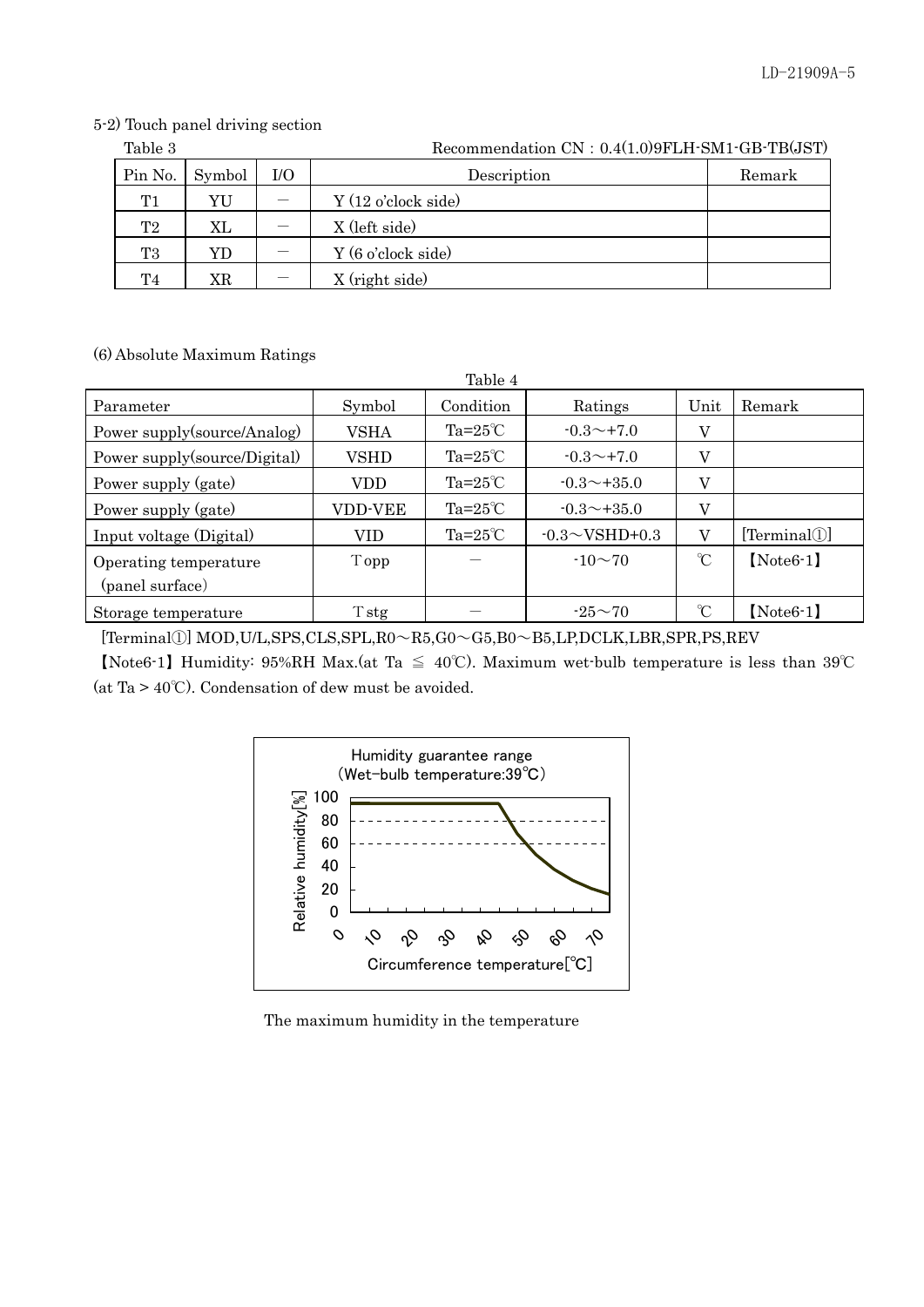5-2) Touch panel driving section

Table 3 Recommendation CN : 0.4(1.0)9FLH-SM1-GB-TB(JST)

| Pin No. | Symbol | I/O | Description | Remark |
|---|---|---|---|---|
| T1 | YU | ― | Y (12 o'clock side) | |
| T2 | XL | ― | X (left side) | |
| T3 | YD | ― | Y (6 o'clock side) | |
| T4 | XR | ― | X (right side) | |

(6) Absolute Maximum Ratings

Table 4

| Parameter | Symbol | Condition | Ratings | Unit | Remark |
|---|---|---|---|---|---|
| Power supply(source/Analog) | VSHA | Ta=25℃ | -0.3～+7.0 | V | |
| Power supply(source/Digital) | VSHD | Ta=25℃ | -0.3～+7.0 | V | |
| Power supply (gate) | VDD | Ta=25℃ | -0.3～+35.0 | V | |
| Power supply (gate) | VDD-VEE | Ta=25℃ | -0.3～+35.0 | V | |
| Input voltage (Digital) | VID | Ta=25℃ | -0.3～VSHD+0.3 | V | [Terminal①] |
| Operating temperature (panel surface) | Topp | ― | -10～70 | ℃ | 【Note6-1】 |
| Storage temperature | Tstg | ― | -25～70 | ℃ | 【Note6-1】 |

[Terminal①] MOD,U/L,SPS,CLS,SPL,R0～R5,G0～G5,B0～B5,LP,DCLK,LBR,SPR,PS,REV

【Note6-1】Humidity: 95%RH Max.(at Ta ≦ 40℃). Maximum wet-bulb temperature is less than 39℃ (at Ta > 40℃). Condensation of dew must be avoided.

Humidity guarantee range (Wet-bulb temperature:39℃)

The maximum humidity in the temperature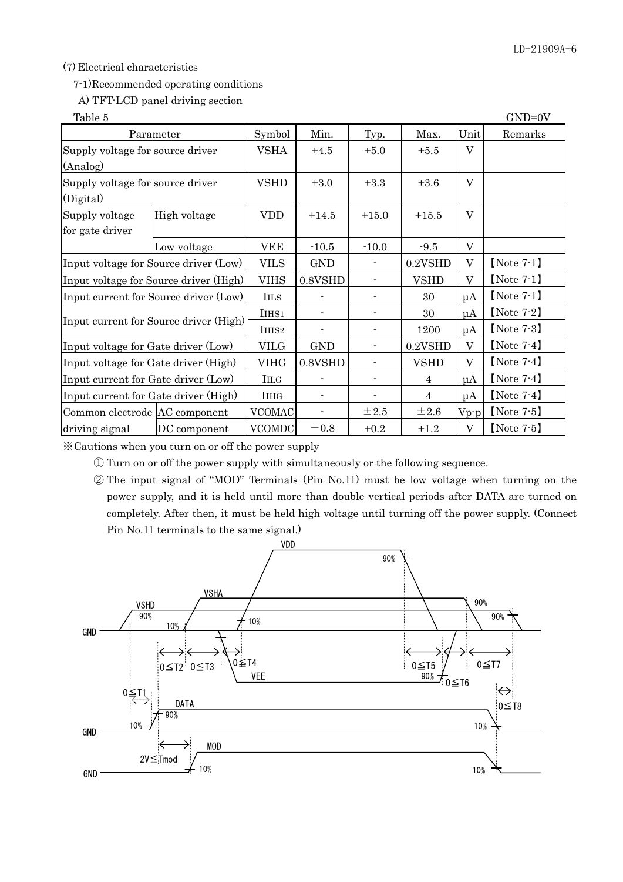(7) Electrical characteristics

7-1)Recommended operating conditions

A) TFT-LCD panel driving section

Table 5 GND=0V

| Parameter | | Symbol | Min. | Typ. | Max. | Unit | Remarks |
|---|---|---|---|---|---|---|---|
| Supply voltage for source driver (Analog) | | VSHA | +4.5 | +5.0 | +5.5 | V | |
| Supply voltage for source driver (Digital) | | VSHD | +3.0 | +3.3 | +3.6 | V | |
| Supply voltage for gate driver | High voltage | VDD | +14.5 | +15.0 | +15.5 | V | |
| | Low voltage | VEE | -10.5 | -10.0 | -9.5 | V | |
| Input voltage for Source driver (Low) | | VILS | GND | - | 0.2VSHD | V | 【Note 7-1】 |
| Input voltage for Source driver (High) | | VIHS | 0.8VSHD | - | VSHD | V | 【Note 7-1】 |
| Input current for Source driver (Low) | | IILS | - | - | 30 | μA | 【Note 7-1】 |
| Input current for Source driver (High) | | IIHS1 | - | - | 30 | μA | 【Note 7-2】 |
| | | IIHS2 | - | - | 1200 | μA | 【Note 7-3】 |
| Input voltage for Gate driver (Low) | | VILG | GND | - | 0.2VSHD | V | 【Note 7-4】 |
| Input voltage for Gate driver (High) | | VIHG | 0.8VSHD | - | VSHD | V | 【Note 7-4】 |
| Input current for Gate driver (Low) | | IILG | - | - | 4 | μA | 【Note 7-4】 |
| Input current for Gate driver (High) | | IIHG | - | - | 4 | μA | 【Note 7-4】 |
| Common electrode driving signal | AC component | VCOMAC | - | ±2.5 | ±2.6 | Vp-p | 【Note 7-5】 |
| | DC component | VCOMDC | −0.8 | +0.2 | +1.2 | V | 【Note 7-5】 |

※Cautions when you turn on or off the power supply

① Turn on or off the power supply with simultaneously or the following sequence.

② The input signal of "MOD" Terminals (Pin No.11) must be low voltage when turning on the power supply, and it is held until more than double vertical periods after DATA are turned on completely. After then, it must be held high voltage until turning off the power supply. (Connect Pin No.11 terminals to the same signal.)

VDD, VSHA, VSHD, VEE, DATA, MOD, GND, 90%, 10%, 0≦T1, 0≦T2, 0≦T3, 0≦T4, 0≦T5, 0≦T6, 0≦T7, 0≦T8, 2V≦Tmod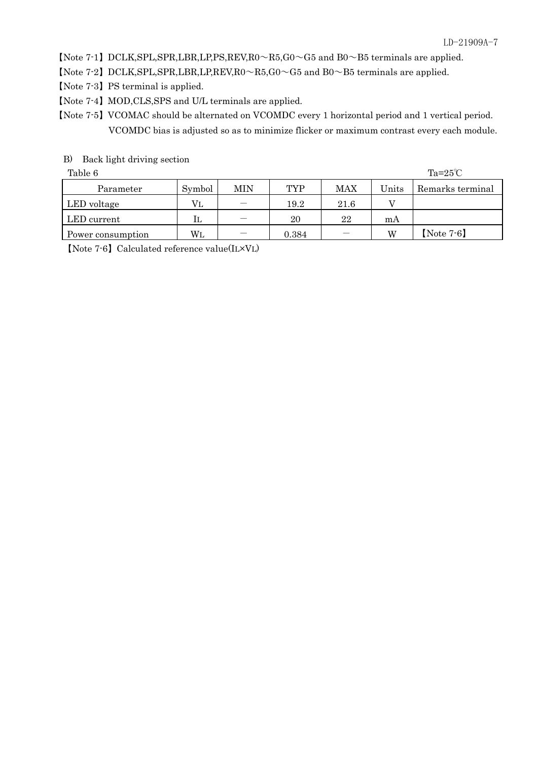【Note 7-1】DCLK,SPL,SPR,LBR,LP,PS,REV,R0～R5,G0～G5 and B0～B5 terminals are applied.

【Note 7-2】DCLK,SPL,SPR,LBR,LP,REV,R0～R5,G0～G5 and B0～B5 terminals are applied.

【Note 7-3】PS terminal is applied.

【Note 7-4】MOD,CLS,SPS and U/L terminals are applied.

【Note 7-5】VCOMAC should be alternated on VCOMDC every 1 horizontal period and 1 vertical period.
VCOMDC bias is adjusted so as to minimize flicker or maximum contrast every each module.

B) Back light driving section

Table 6 　　　　Ta=25℃

| Parameter | Symbol | MIN | TYP | MAX | Units | Remarks terminal |
|---|---|---|---|---|---|---|
| LED voltage | $V_L$ | － | 19.2 | 21.6 | V | |
| LED current | $I_L$ | － | 20 | 22 | mA | |
| Power consumption | $W_L$ | － | 0.384 | － | W | 【Note 7-6】 |

【Note 7-6】Calculated reference value($I_L \times V_L$)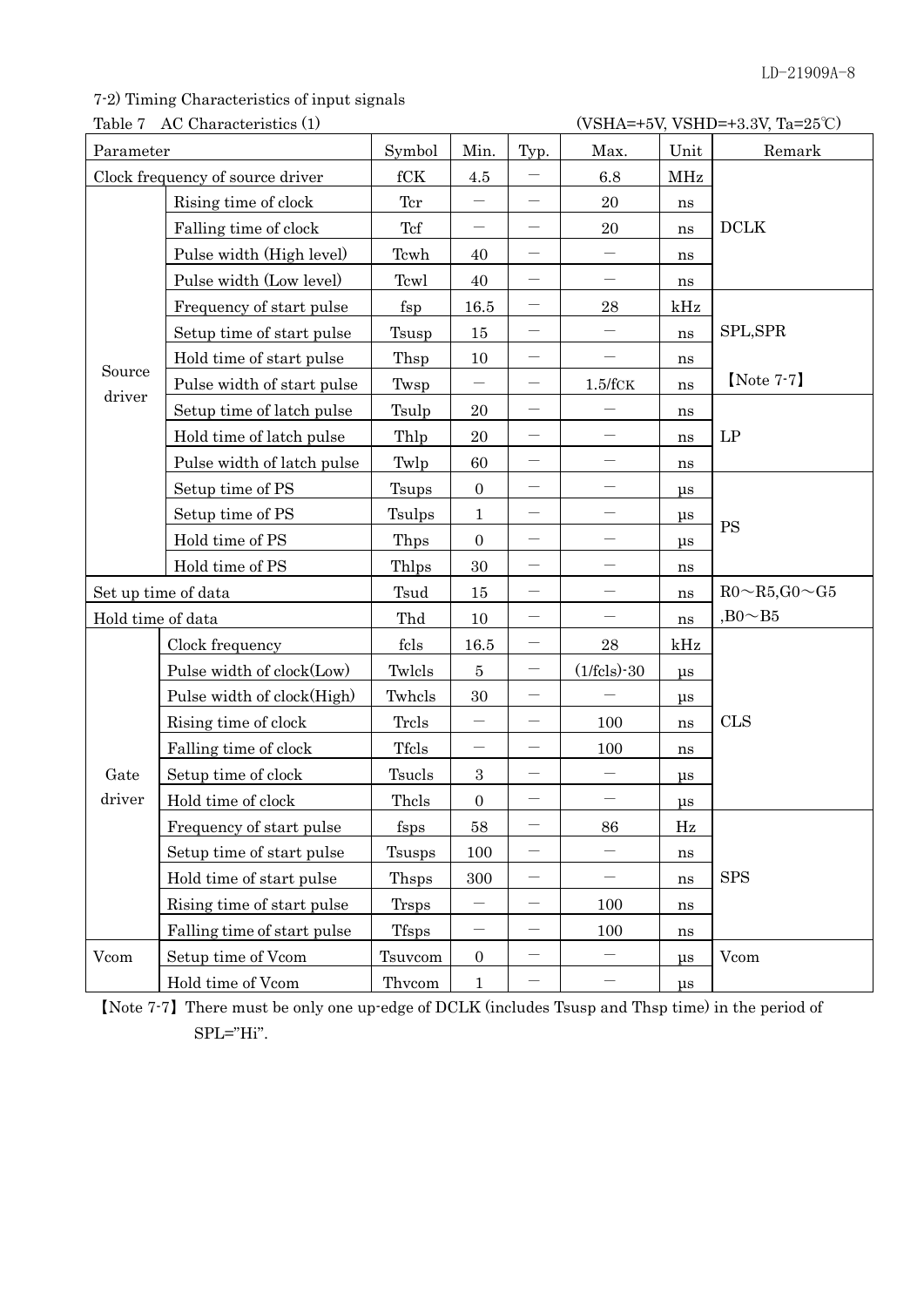7-2) Timing Characteristics of input signals

Table 7 AC Characteristics (1) (VSHA=+5V, VSHD=+3.3V, Ta=25℃)

| Parameter | | Symbol | Min. | Typ. | Max. | Unit | Remark |
|---|---|---|---|---|---|---|---|
| Clock frequency of source driver | | fCK | 4.5 | — | 6.8 | MHz | |
| Source driver | Rising time of clock | Tcr | — | — | 20 | ns | DCLK |
| | Falling time of clock | Tcf | — | — | 20 | ns | |
| | Pulse width (High level) | Tcwh | 40 | — | — | ns | |
| | Pulse width (Low level) | Tcwl | 40 | — | — | ns | |
| | Frequency of start pulse | fsp | 16.5 | — | 28 | kHz | SPL,SPR 【Note 7-7】 |
| | Setup time of start pulse | Tsusp | 15 | — | — | ns | |
| | Hold time of start pulse | Thsp | 10 | — | — | ns | |
| | Pulse width of start pulse | Twsp | — | — | 1.5/fCK | ns | |
| | Setup time of latch pulse | Tsulp | 20 | — | — | ns | LP |
| | Hold time of latch pulse | Thlp | 20 | — | — | ns | |
| | Pulse width of latch pulse | Twlp | 60 | — | — | ns | |
| | Setup time of PS | Tsups | 0 | — | — | μs | PS |
| | Setup time of PS | Tsulps | 1 | — | — | μs | |
| | Hold time of PS | Thps | 0 | — | — | μs | |
| | Hold time of PS | Thlps | 30 | — | — | ns | |
| Set up time of data | | Tsud | 15 | — | — | ns | R0～R5,G0～G5 ,B0～B5 |
| Hold time of data | | Thd | 10 | — | — | ns | |
| Gate driver | Clock frequency | fcls | 16.5 | — | 28 | kHz | CLS |
| | Pulse width of clock(Low) | Twlcls | 5 | — | (1/fcls)-30 | μs | |
| | Pulse width of clock(High) | Twhcls | 30 | — | — | μs | |
| | Rising time of clock | Trcls | — | — | 100 | ns | |
| | Falling time of clock | Tfcls | — | — | 100 | ns | |
| | Setup time of clock | Tsucls | 3 | — | — | μs | |
| | Hold time of clock | Thcls | 0 | — | — | μs | |
| | Frequency of start pulse | fsps | 58 | — | 86 | Hz | SPS |
| | Setup time of start pulse | Tsusps | 100 | — | — | ns | |
| | Hold time of start pulse | Thsps | 300 | — | — | ns | |
| | Rising time of start pulse | Trsps | — | — | 100 | ns | |
| | Falling time of start pulse | Tfsps | — | — | 100 | ns | |
| Vcom | Setup time of Vcom | Tsuvcom | 0 | — | — | μs | Vcom |
| | Hold time of Vcom | Thvcom | 1 | — | — | μs | |

【Note 7-7】There must be only one up-edge of DCLK (includes Tsusp and Thsp time) in the period of SPL="Hi".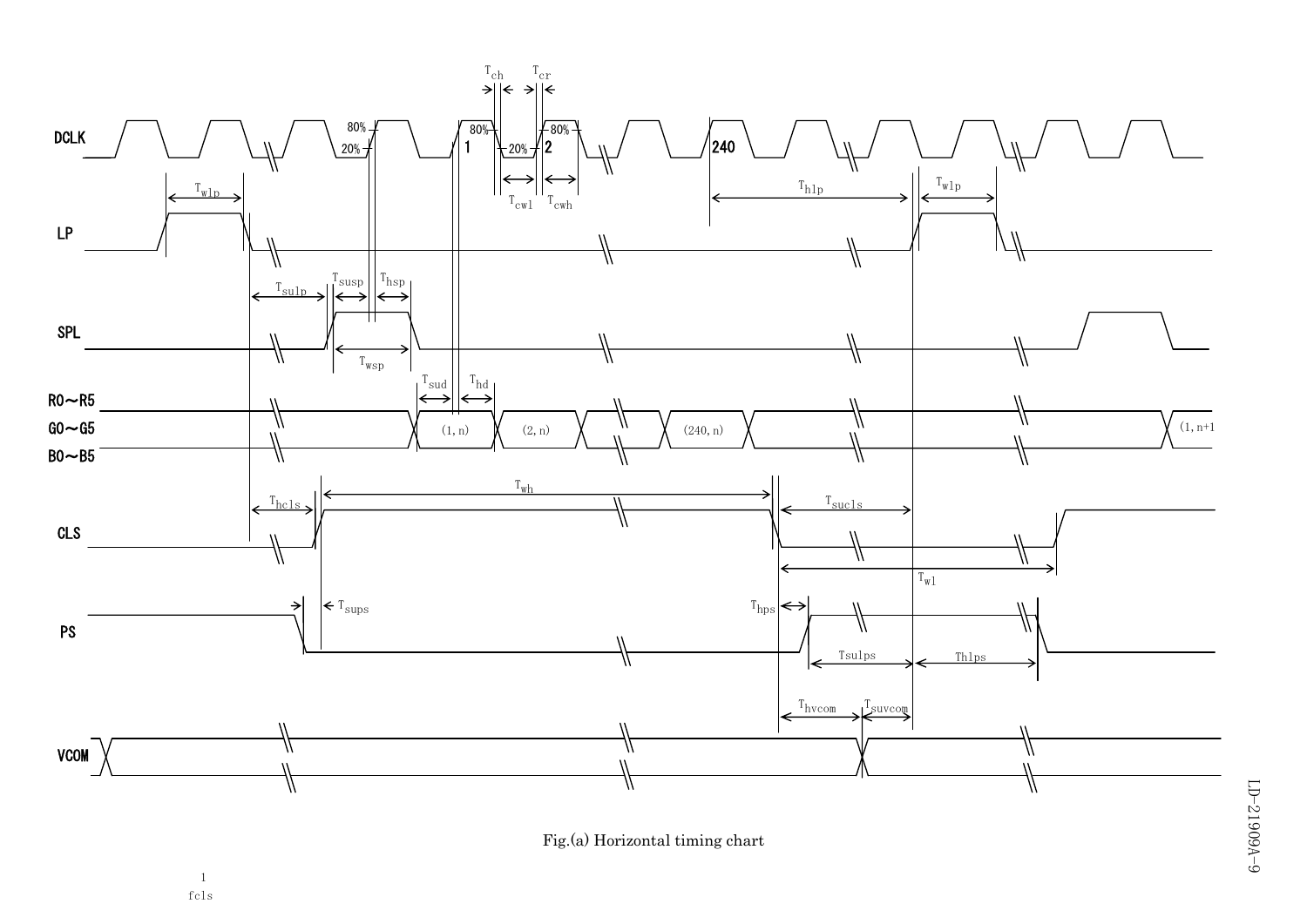Fig.(a) Horizontal timing chart

$\frac{1}{fcls}$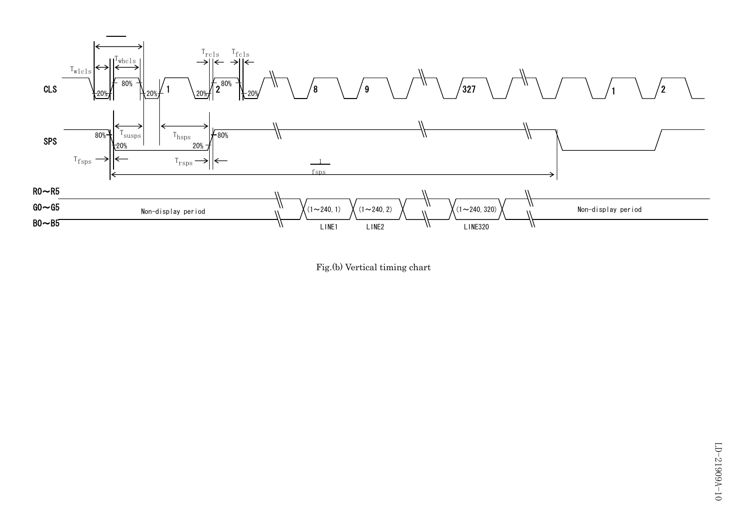Fig.(b) Vertical timing chart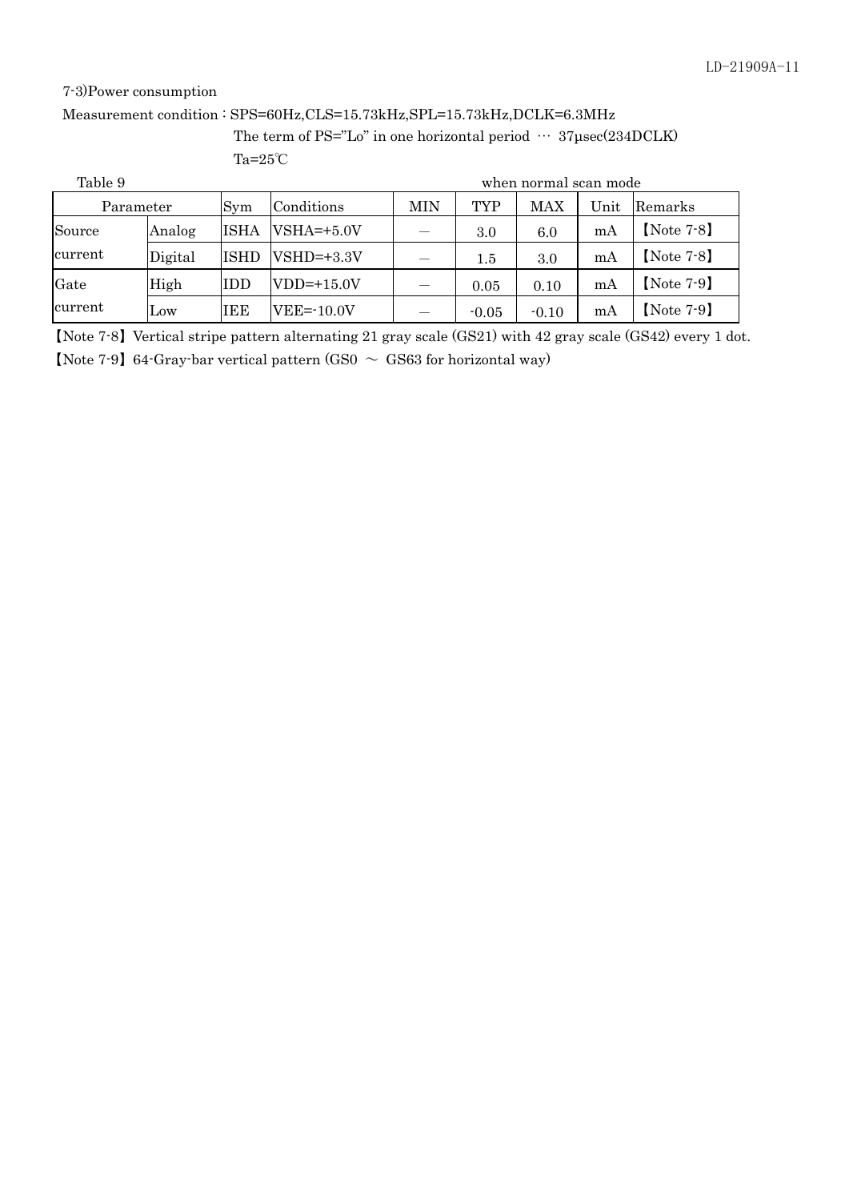7-3)Power consumption

Measurement condition : SPS=60Hz,CLS=15.73kHz,SPL=15.73kHz,DCLK=6.3MHz

The term of PS="Lo" in one horizontal period … 37μsec(234DCLK)

Ta=25℃

Table 9 — when normal scan mode

| Parameter | | Sym | Conditions | MIN | TYP | MAX | Unit | Remarks |
|---|---|---|---|---|---|---|---|---|
| Source current | Analog | ISHA | VSHA=+5.0V | — | 3.0 | 6.0 | mA | 【Note 7-8】 |
| | Digital | ISHD | VSHD=+3.3V | — | 1.5 | 3.0 | mA | 【Note 7-8】 |
| Gate current | High | IDD | VDD=+15.0V | — | 0.05 | 0.10 | mA | 【Note 7-9】 |
| | Low | IEE | VEE=-10.0V | — | -0.05 | -0.10 | mA | 【Note 7-9】 |

【Note 7-8】Vertical stripe pattern alternating 21 gray scale (GS21) with 42 gray scale (GS42) every 1 dot.

【Note 7-9】64-Gray-bar vertical pattern (GS0 ～ GS63 for horizontal way)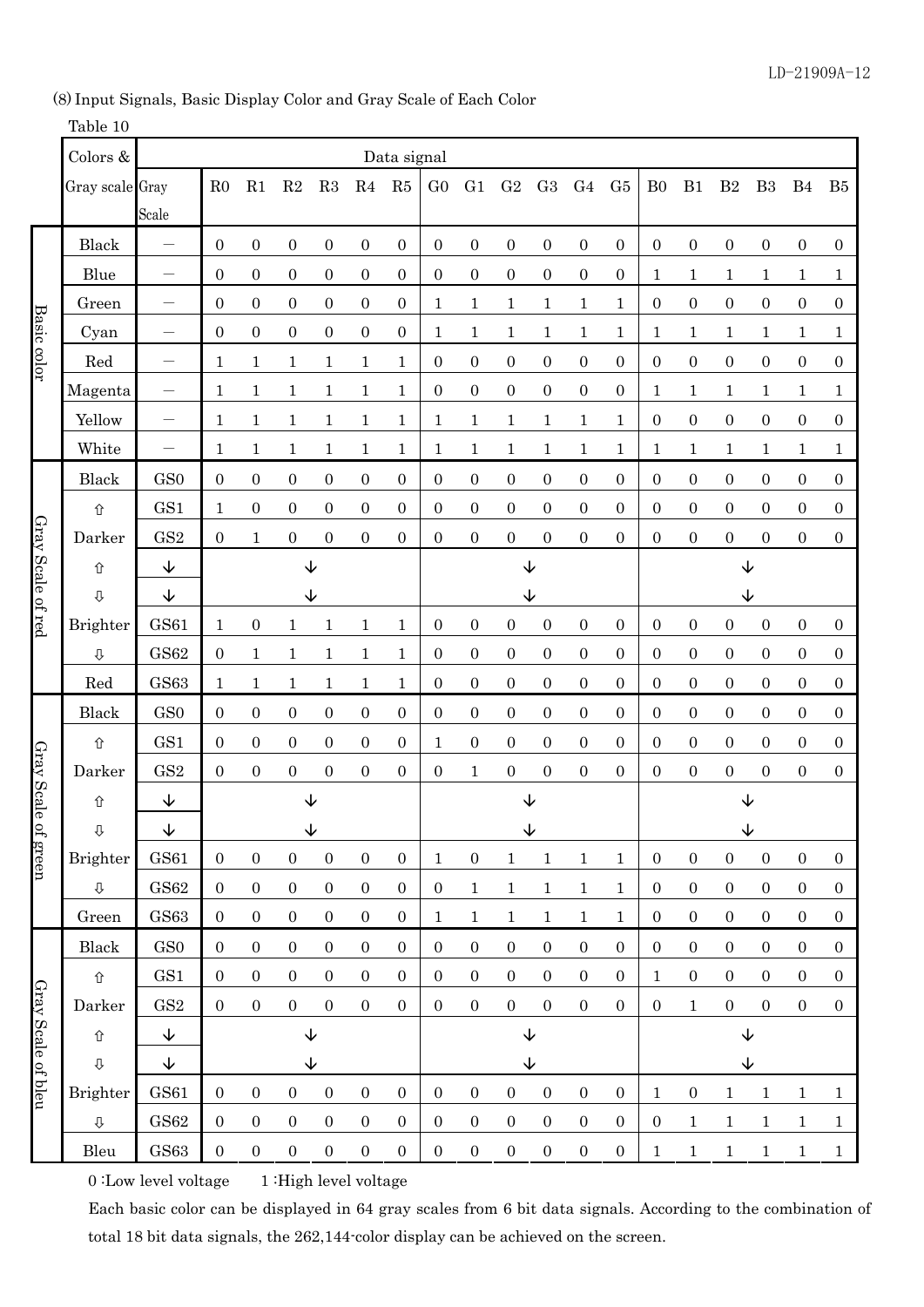(8) Input Signals, Basic Display Color and Gray Scale of Each Color

Table 10

| | Colors & Gray scale | Gray Scale | R0 | R1 | R2 | R3 | R4 | R5 | G0 | G1 | G2 | G3 | G4 | G5 | B0 | B1 | B2 | B3 | B4 | B5 |
|---|---|---|---|---|---|---|---|---|---|---|---|---|---|---|---|---|---|---|---|---|
| Basic color | Black | — | 0 | 0 | 0 | 0 | 0 | 0 | 0 | 0 | 0 | 0 | 0 | 0 | 0 | 0 | 0 | 0 | 0 | 0 |
| | Blue | — | 0 | 0 | 0 | 0 | 0 | 0 | 0 | 0 | 0 | 0 | 0 | 0 | 1 | 1 | 1 | 1 | 1 | 1 |
| | Green | — | 0 | 0 | 0 | 0 | 0 | 0 | 1 | 1 | 1 | 1 | 1 | 1 | 0 | 0 | 0 | 0 | 0 | 0 |
| | Cyan | — | 0 | 0 | 0 | 0 | 0 | 0 | 1 | 1 | 1 | 1 | 1 | 1 | 1 | 1 | 1 | 1 | 1 | 1 |
| | Red | — | 1 | 1 | 1 | 1 | 1 | 1 | 0 | 0 | 0 | 0 | 0 | 0 | 0 | 0 | 0 | 0 | 0 | 0 |
| | Magenta | — | 1 | 1 | 1 | 1 | 1 | 1 | 0 | 0 | 0 | 0 | 0 | 0 | 1 | 1 | 1 | 1 | 1 | 1 |
| | Yellow | — | 1 | 1 | 1 | 1 | 1 | 1 | 1 | 1 | 1 | 1 | 1 | 1 | 0 | 0 | 0 | 0 | 0 | 0 |
| | White | — | 1 | 1 | 1 | 1 | 1 | 1 | 1 | 1 | 1 | 1 | 1 | 1 | 1 | 1 | 1 | 1 | 1 | 1 |
| Gray Scale of red | Black | GS0 | 0 | 0 | 0 | 0 | 0 | 0 | 0 | 0 | 0 | 0 | 0 | 0 | 0 | 0 | 0 | 0 | 0 | 0 |
| | ⇧ | GS1 | 1 | 0 | 0 | 0 | 0 | 0 | 0 | 0 | 0 | 0 | 0 | 0 | 0 | 0 | 0 | 0 | 0 | 0 |
| | Darker | GS2 | 0 | 1 | 0 | 0 | 0 | 0 | 0 | 0 | 0 | 0 | 0 | 0 | 0 | 0 | 0 | 0 | 0 | 0 |
| | ⇧ | ↓ | | | ↓ | | | | | | | ↓ | | | | | | ↓ | | |
| | ⇩ | ↓ | | | ↓ | | | | | | | ↓ | | | | | | ↓ | | |
| | Brighter | GS61 | 1 | 0 | 1 | 1 | 1 | 1 | 0 | 0 | 0 | 0 | 0 | 0 | 0 | 0 | 0 | 0 | 0 | 0 |
| | ⇩ | GS62 | 0 | 1 | 1 | 1 | 1 | 1 | 0 | 0 | 0 | 0 | 0 | 0 | 0 | 0 | 0 | 0 | 0 | 0 |
| | Red | GS63 | 1 | 1 | 1 | 1 | 1 | 1 | 0 | 0 | 0 | 0 | 0 | 0 | 0 | 0 | 0 | 0 | 0 | 0 |
| Gray Scale of green | Black | GS0 | 0 | 0 | 0 | 0 | 0 | 0 | 0 | 0 | 0 | 0 | 0 | 0 | 0 | 0 | 0 | 0 | 0 | 0 |
| | ⇧ | GS1 | 0 | 0 | 0 | 0 | 0 | 0 | 1 | 0 | 0 | 0 | 0 | 0 | 0 | 0 | 0 | 0 | 0 | 0 |
| | Darker | GS2 | 0 | 0 | 0 | 0 | 0 | 0 | 0 | 1 | 0 | 0 | 0 | 0 | 0 | 0 | 0 | 0 | 0 | 0 |
| | ⇧ | ↓ | | | ↓ | | | | | | | ↓ | | | | | | ↓ | | |
| | ⇩ | ↓ | | | ↓ | | | | | | | ↓ | | | | | | ↓ | | |
| | Brighter | GS61 | 0 | 0 | 0 | 0 | 0 | 0 | 1 | 0 | 1 | 1 | 1 | 1 | 0 | 0 | 0 | 0 | 0 | 0 |
| | ⇩ | GS62 | 0 | 0 | 0 | 0 | 0 | 0 | 0 | 1 | 1 | 1 | 1 | 1 | 0 | 0 | 0 | 0 | 0 | 0 |
| | Green | GS63 | 0 | 0 | 0 | 0 | 0 | 0 | 1 | 1 | 1 | 1 | 1 | 1 | 0 | 0 | 0 | 0 | 0 | 0 |
| Gray Scale of bleu | Black | GS0 | 0 | 0 | 0 | 0 | 0 | 0 | 0 | 0 | 0 | 0 | 0 | 0 | 0 | 0 | 0 | 0 | 0 | 0 |
| | ⇧ | GS1 | 0 | 0 | 0 | 0 | 0 | 0 | 0 | 0 | 0 | 0 | 0 | 0 | 1 | 0 | 0 | 0 | 0 | 0 |
| | Darker | GS2 | 0 | 0 | 0 | 0 | 0 | 0 | 0 | 0 | 0 | 0 | 0 | 0 | 0 | 1 | 0 | 0 | 0 | 0 |
| | ⇧ | ↓ | | | ↓ | | | | | | | ↓ | | | | | | ↓ | | |
| | ⇩ | ↓ | | | ↓ | | | | | | | ↓ | | | | | | ↓ | | |
| | Brighter | GS61 | 0 | 0 | 0 | 0 | 0 | 0 | 0 | 0 | 0 | 0 | 0 | 0 | 1 | 0 | 1 | 1 | 1 | 1 |
| | ⇩ | GS62 | 0 | 0 | 0 | 0 | 0 | 0 | 0 | 0 | 0 | 0 | 0 | 0 | 0 | 1 | 1 | 1 | 1 | 1 |
| | Bleu | GS63 | 0 | 0 | 0 | 0 | 0 | 0 | 0 | 0 | 0 | 0 | 0 | 0 | 1 | 1 | 1 | 1 | 1 | 1 |

0 :Low level voltage　　1 :High level voltage

Each basic color can be displayed in 64 gray scales from 6 bit data signals. According to the combination of total 18 bit data signals, the 262,144-color display can be achieved on the screen.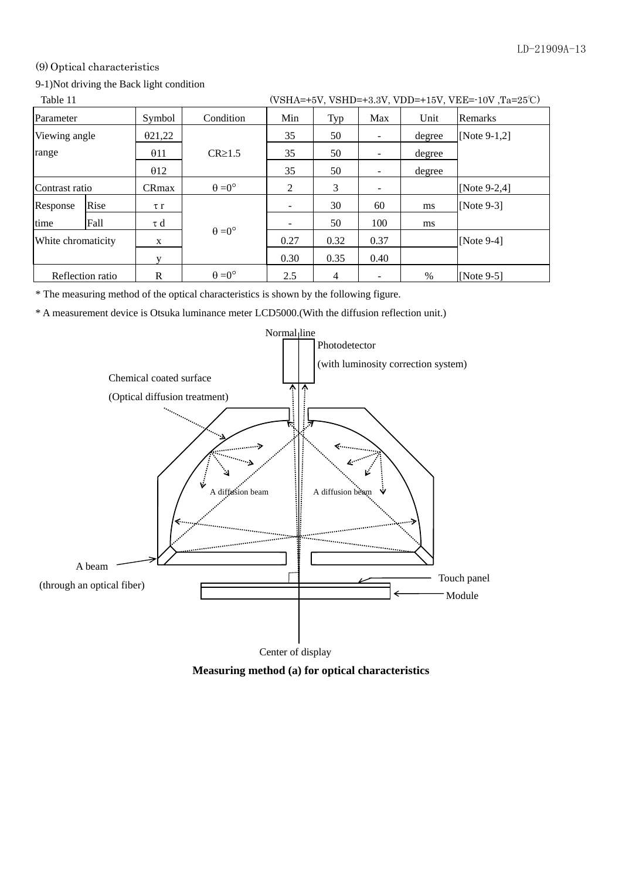## (9) Optical characteristics

9-1)Not driving the Back light condition

Table 11 (VSHA=+5V, VSHD=+3.3V, VDD=+15V, VEE=-10V ,Ta=25℃)

| Parameter | | Symbol | Condition | Min | Typ | Max | Unit | Remarks |
|---|---|---|---|---|---|---|---|---|
| Viewing angle range | | θ21,22 | CR≥1.5 | 35 | 50 | - | degree | [Note 9-1,2] |
| | | θ11 | | 35 | 50 | - | degree | |
| | | θ12 | | 35 | 50 | - | degree | |
| Contrast ratio | | CRmax | θ =0° | 2 | 3 | - | | [Note 9-2,4] |
| Response time | Rise | τ r | θ =0° | - | 30 | 60 | ms | [Note 9-3] |
| | Fall | τ d | | - | 50 | 100 | ms | |
| White chromaticity | | x | | 0.27 | 0.32 | 0.37 | | [Note 9-4] |
| | | y | | 0.30 | 0.35 | 0.40 | | |
| Reflection ratio | | R | θ =0° | 2.5 | 4 | - | % | [Note 9-5] |

* The measuring method of the optical characteristics is shown by the following figure.

* A measurement device is Otsuka luminance meter LCD5000.(With the diffusion reflection unit.)

Normal line

Photodetector (with luminosity correction system)

Chemical coated surface (Optical diffusion treatment)

A diffusion beam

A diffusion beam

A beam (through an optical fiber)

Touch panel

Module

Center of display

**Measuring method (a) for optical characteristics**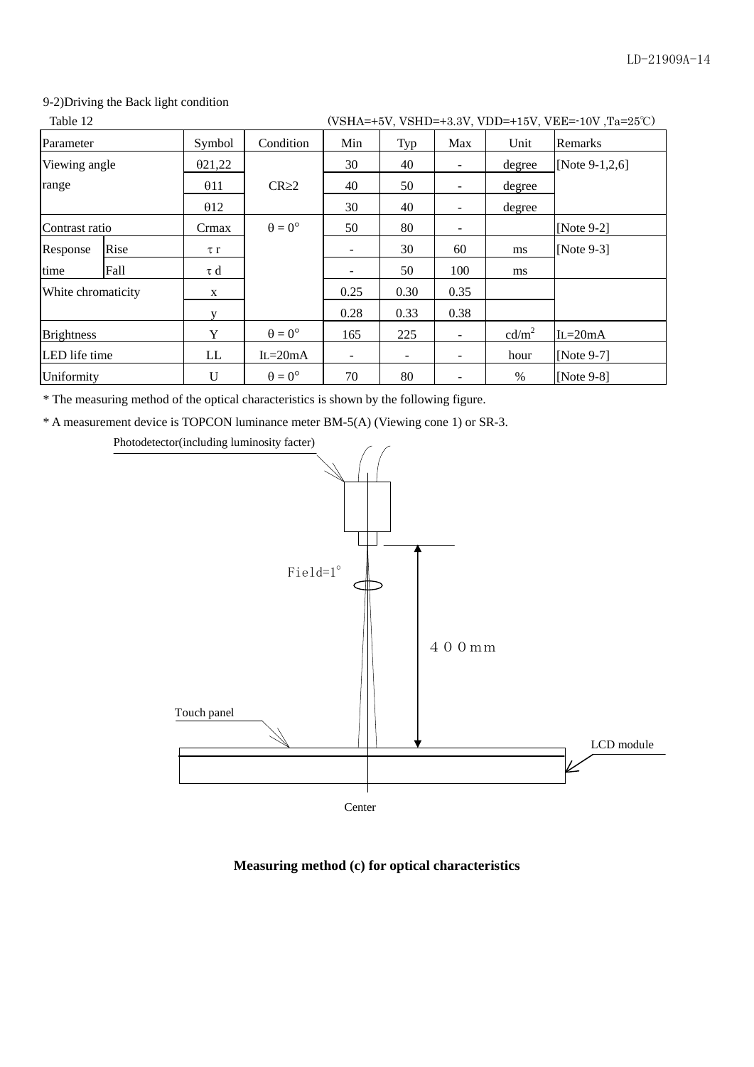9-2)Driving the Back light condition

Table 12 (VSHA=+5V, VSHD=+3.3V, VDD=+15V, VEE=-10V ,Ta=25℃)

| Parameter | | Symbol | Condition | Min | Typ | Max | Unit | Remarks |
|---|---|---|---|---|---|---|---|---|
| Viewing angle range | | θ21,22 | CR≥2 | 30 | 40 | - | degree | [Note 9-1,2,6] |
| | | θ11 | | 40 | 50 | - | degree | |
| | | θ12 | | 30 | 40 | - | degree | |
| Contrast ratio | | Crmax | θ = 0° | 50 | 80 | - | | [Note 9-2] |
| Response time | Rise | τ r | | - | 30 | 60 | ms | [Note 9-3] |
| | Fall | τ d | | - | 50 | 100 | ms | |
| White chromaticity | | x | | 0.25 | 0.30 | 0.35 | | |
| | | y | | 0.28 | 0.33 | 0.38 | | |
| Brightness | | Y | θ = 0° | 165 | 225 | - | cd/m$^2$ | IL=20mA |
| LED life time | | LL | IL=20mA | - | - | - | hour | [Note 9-7] |
| Uniformity | | U | θ = 0° | 70 | 80 | - | % | [Note 9-8] |

* The measuring method of the optical characteristics is shown by the following figure.

* A measurement device is TOPCON luminance meter BM-5(A) (Viewing cone 1) or SR-3.

Photodetector(including luminosity facter)

Field=1°

４００mm

Touch panel

LCD module

Center

**Measuring method (c) for optical characteristics**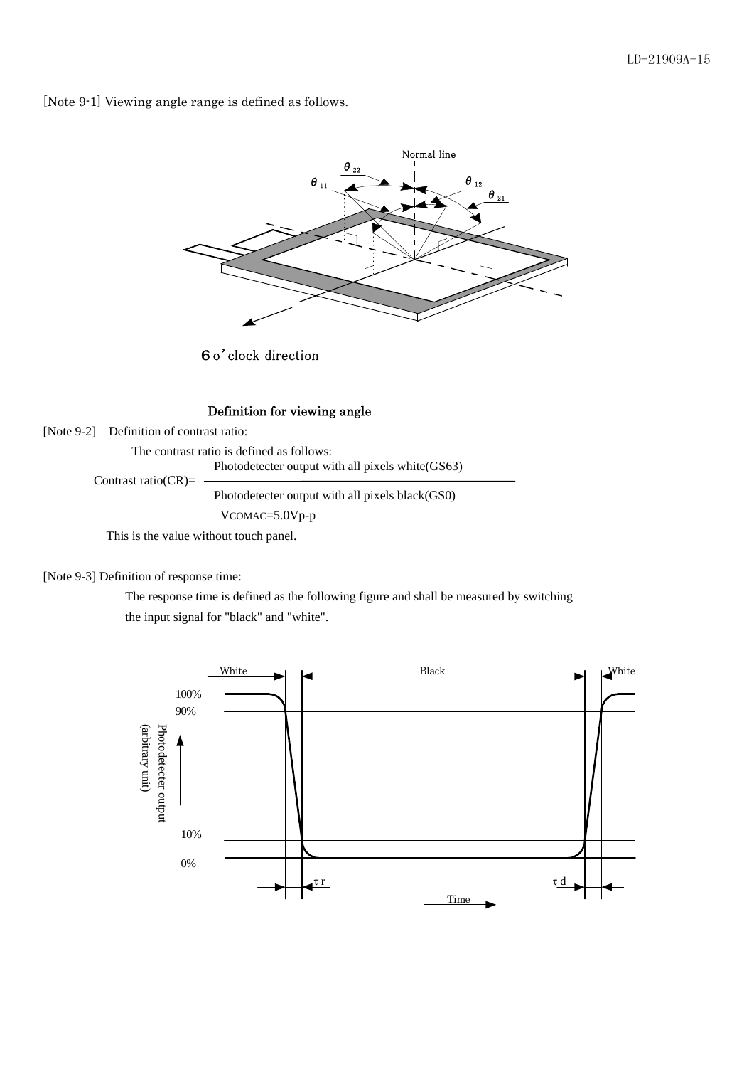[Note 9-1] Viewing angle range is defined as follows.

**Definition for viewing angle**

[Note 9-2] Definition of contrast ratio:

The contrast ratio is defined as follows:

$$\text{Contrast ratio(CR)} = \frac{\text{Photodetecter output with all pixels white(GS63)}}{\text{Photodetecter output with all pixels black(GS0)}}$$

$V_{COMAC}$=5.0Vp-p

This is the value without touch panel.

[Note 9-3] Definition of response time:

The response time is defined as the following figure and shall be measured by switching the input signal for "black" and "white".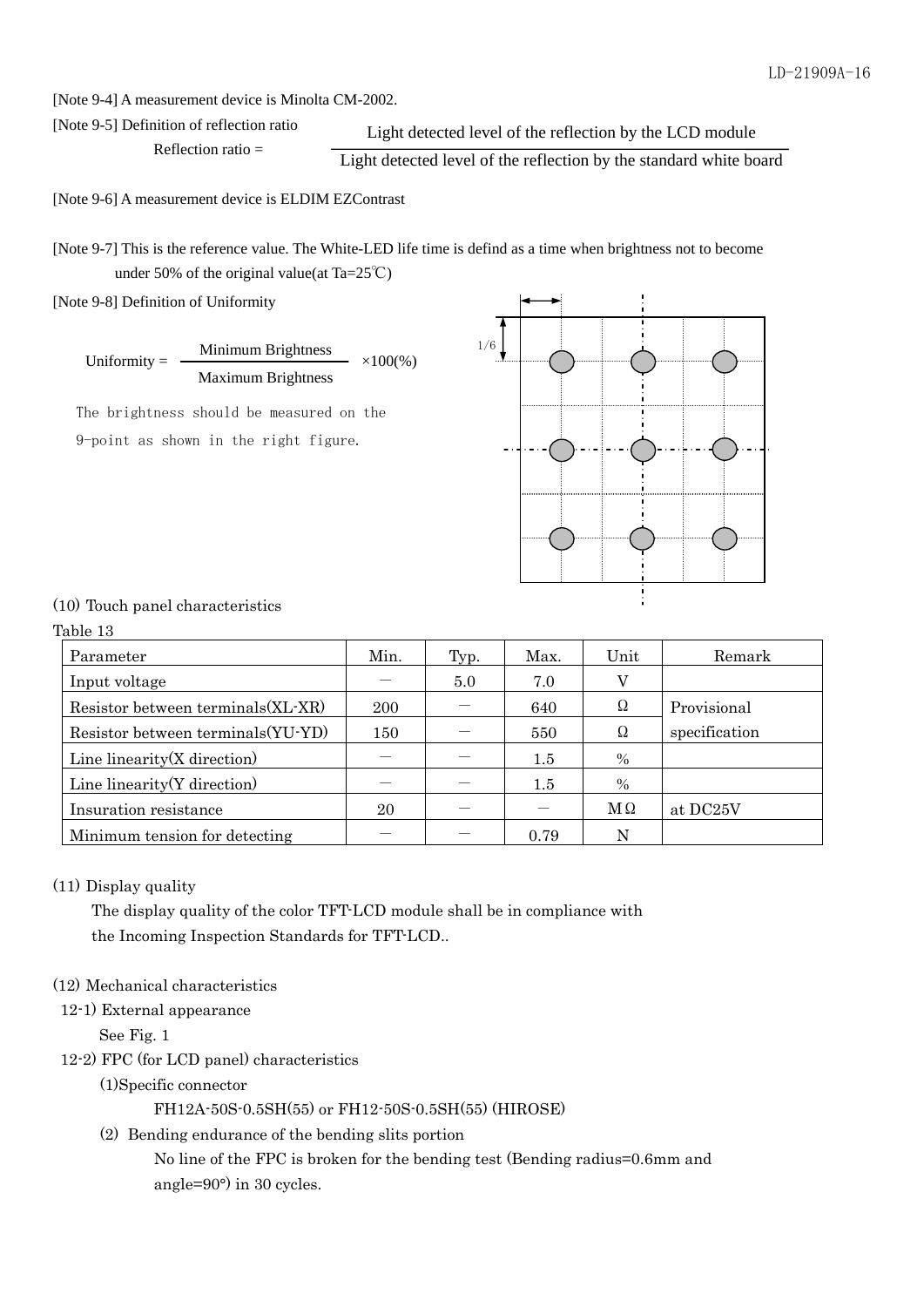[Note 9-4] A measurement device is Minolta CM-2002.

[Note 9-5] Definition of reflection ratio

$$\text{Reflection ratio} = \frac{\text{Light detected level of the reflection by the LCD module}}{\text{Light detected level of the reflection by the standard white board}}$$

[Note 9-6] A measurement device is ELDIM EZContrast

[Note 9-7] This is the reference value. The White-LED life time is defind as a time when brightness not to become under 50% of the original value(at Ta=25℃)

[Note 9-8] Definition of Uniformity

$$\text{Uniformity} = \frac{\text{Minimum Brightness}}{\text{Maximum Brightness}} \times 100(\%)$$

The brightness should be measured on the 9-point as shown in the right figure.

1/6

(10) Touch panel characteristics

Table 13

| Parameter | Min. | Typ. | Max. | Unit | Remark |
|---|---|---|---|---|---|
| Input voltage | － | 5.0 | 7.0 | V | |
| Resistor between terminals(XL-XR) | 200 | － | 640 | Ω | Provisional |
| Resistor between terminals(YU-YD) | 150 | － | 550 | Ω | specification |
| Line linearity(X direction) | － | － | 1.5 | % | |
| Line linearity(Y direction) | － | － | 1.5 | % | |
| Insuration resistance | 20 | － | － | MΩ | at DC25V |
| Minimum tension for detecting | － | － | 0.79 | N | |

(11) Display quality

The display quality of the color TFT-LCD module shall be in compliance with the Incoming Inspection Standards for TFT-LCD..

(12) Mechanical characteristics

12-1) External appearance

See Fig. 1

12-2) FPC (for LCD panel) characteristics

(1)Specific connector

FH12A-50S-0.5SH(55) or FH12-50S-0.5SH(55) (HIROSE)

(2) Bending endurance of the bending slits portion

No line of the FPC is broken for the bending test (Bending radius=0.6mm and angle=90°) in 30 cycles.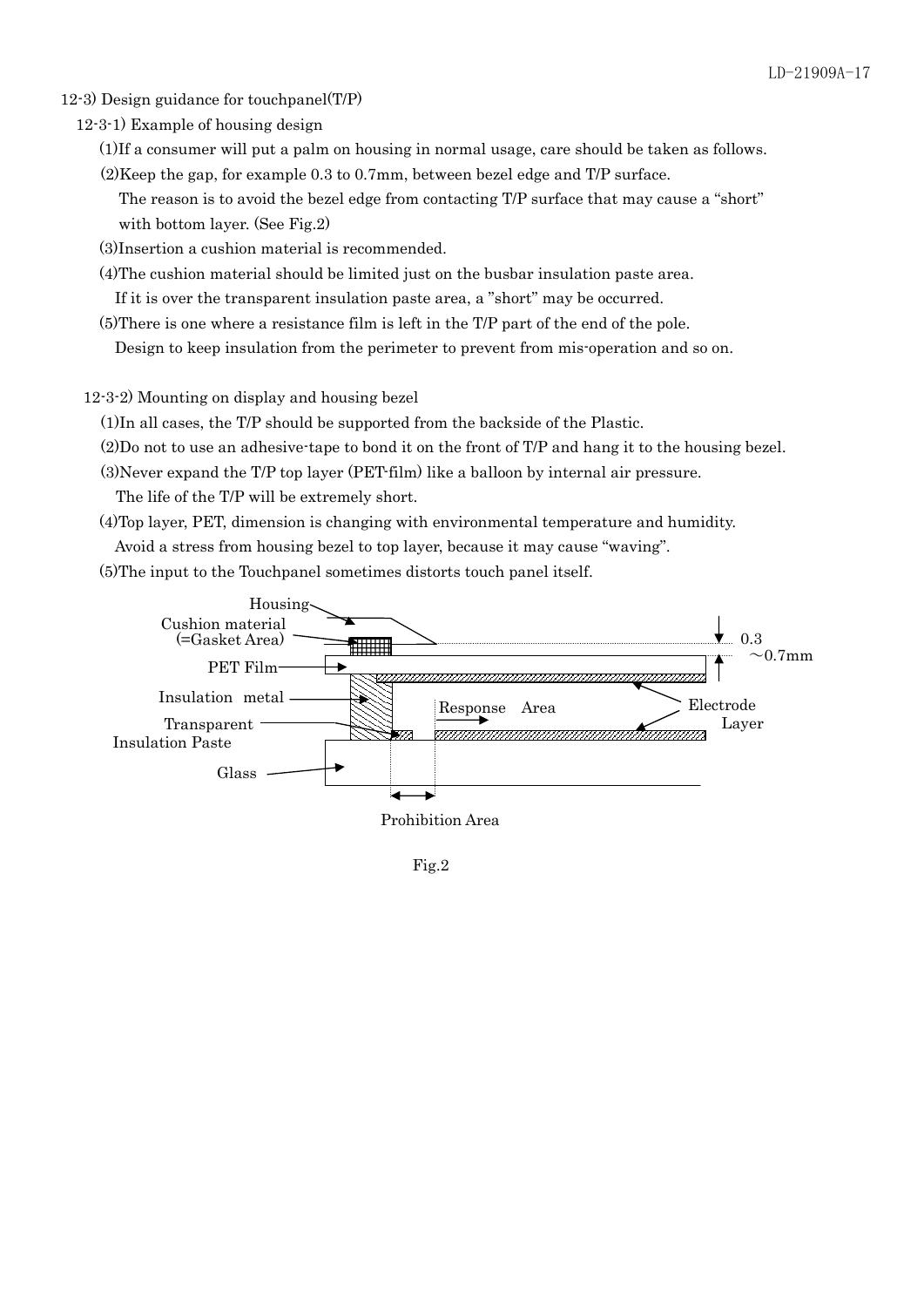## 12-3) Design guidance for touchpanel(T/P)

### 12-3-1) Example of housing design

(1)If a consumer will put a palm on housing in normal usage, care should be taken as follows.

(2)Keep the gap, for example 0.3 to 0.7mm, between bezel edge and T/P surface.
The reason is to avoid the bezel edge from contacting T/P surface that may cause a "short" with bottom layer. (See Fig.2)

(3)Insertion a cushion material is recommended.

(4)The cushion material should be limited just on the busbar insulation paste area.
If it is over the transparent insulation paste area, a "short" may be occurred.

(5)There is one where a resistance film is left in the T/P part of the end of the pole.
Design to keep insulation from the perimeter to prevent from mis-operation and so on.

### 12-3-2) Mounting on display and housing bezel

(1)In all cases, the T/P should be supported from the backside of the Plastic.

(2)Do not to use an adhesive-tape to bond it on the front of T/P and hang it to the housing bezel.

(3)Never expand the T/P top layer (PET-film) like a balloon by internal air pressure.
The life of the T/P will be extremely short.

(4)Top layer, PET, dimension is changing with environmental temperature and humidity.
Avoid a stress from housing bezel to top layer, because it may cause "waving".

(5)The input to the Touchpanel sometimes distorts touch panel itself.

Housing
Cushion material (=Gasket Area)
PET Film
Insulation metal
Transparent Insulation Paste
Glass
Response Area
Electrode Layer
0.3 ～0.7mm
Prohibition Area

Fig.2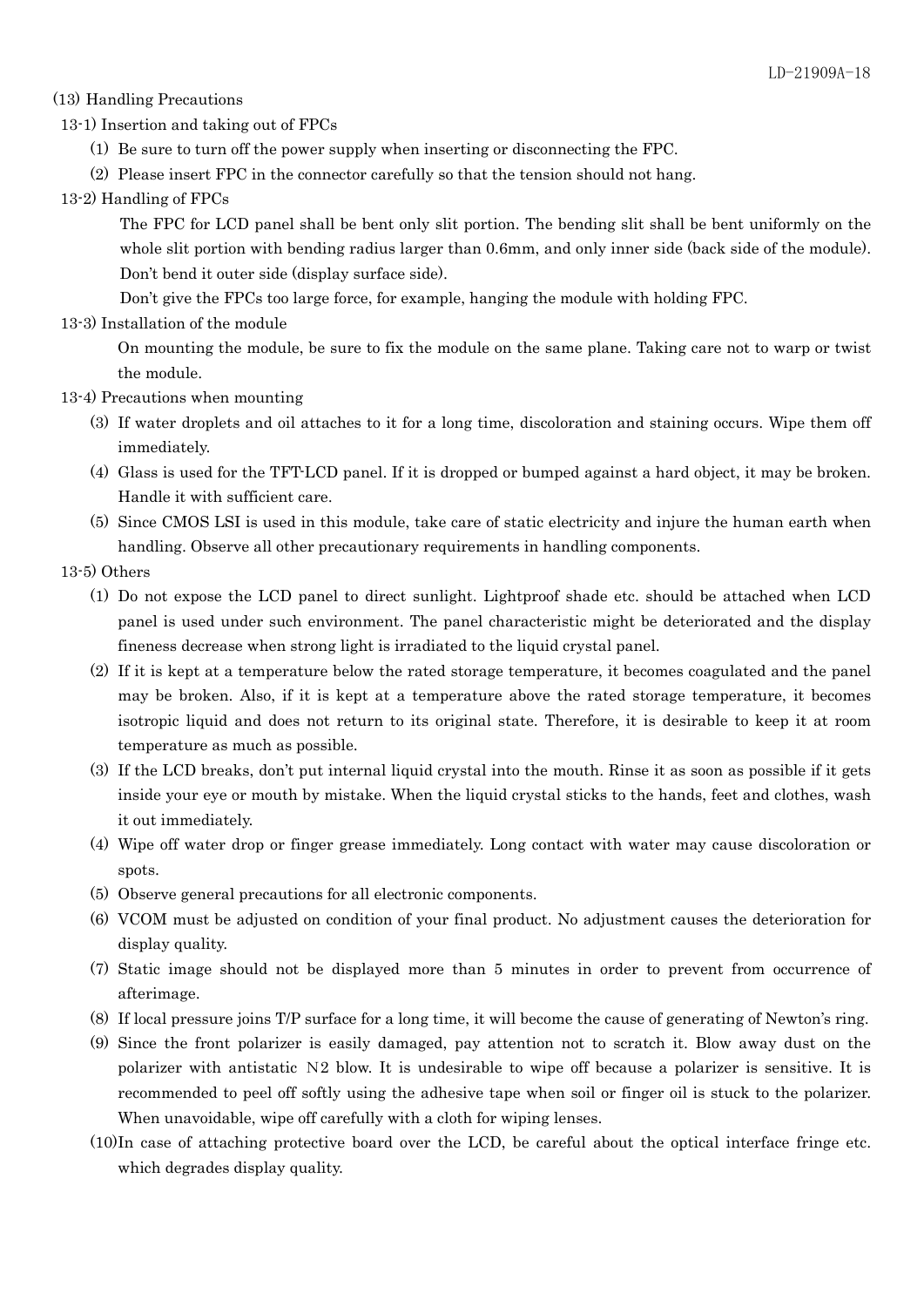## (13) Handling Precautions

### 13-1) Insertion and taking out of FPCs

(1) Be sure to turn off the power supply when inserting or disconnecting the FPC.

(2) Please insert FPC in the connector carefully so that the tension should not hang.

### 13-2) Handling of FPCs

The FPC for LCD panel shall be bent only slit portion. The bending slit shall be bent uniformly on the whole slit portion with bending radius larger than 0.6mm, and only inner side (back side of the module). Don't bend it outer side (display surface side).

Don't give the FPCs too large force, for example, hanging the module with holding FPC.

### 13-3) Installation of the module

On mounting the module, be sure to fix the module on the same plane. Taking care not to warp or twist the module.

### 13-4) Precautions when mounting

(3) If water droplets and oil attaches to it for a long time, discoloration and staining occurs. Wipe them off immediately.

(4) Glass is used for the TFT-LCD panel. If it is dropped or bumped against a hard object, it may be broken. Handle it with sufficient care.

(5) Since CMOS LSI is used in this module, take care of static electricity and injure the human earth when handling. Observe all other precautionary requirements in handling components.

### 13-5) Others

(1) Do not expose the LCD panel to direct sunlight. Lightproof shade etc. should be attached when LCD panel is used under such environment. The panel characteristic might be deteriorated and the display fineness decrease when strong light is irradiated to the liquid crystal panel.

(2) If it is kept at a temperature below the rated storage temperature, it becomes coagulated and the panel may be broken. Also, if it is kept at a temperature above the rated storage temperature, it becomes isotropic liquid and does not return to its original state. Therefore, it is desirable to keep it at room temperature as much as possible.

(3) If the LCD breaks, don't put internal liquid crystal into the mouth. Rinse it as soon as possible if it gets inside your eye or mouth by mistake. When the liquid crystal sticks to the hands, feet and clothes, wash it out immediately.

(4) Wipe off water drop or finger grease immediately. Long contact with water may cause discoloration or spots.

(5) Observe general precautions for all electronic components.

(6) VCOM must be adjusted on condition of your final product. No adjustment causes the deterioration for display quality.

(7) Static image should not be displayed more than 5 minutes in order to prevent from occurrence of afterimage.

(8) If local pressure joins T/P surface for a long time, it will become the cause of generating of Newton's ring.

(9) Since the front polarizer is easily damaged, pay attention not to scratch it. Blow away dust on the polarizer with antistatic N2 blow. It is undesirable to wipe off because a polarizer is sensitive. It is recommended to peel off softly using the adhesive tape when soil or finger oil is stuck to the polarizer. When unavoidable, wipe off carefully with a cloth for wiping lenses.

(10) In case of attaching protective board over the LCD, be careful about the optical interface fringe etc. which degrades display quality.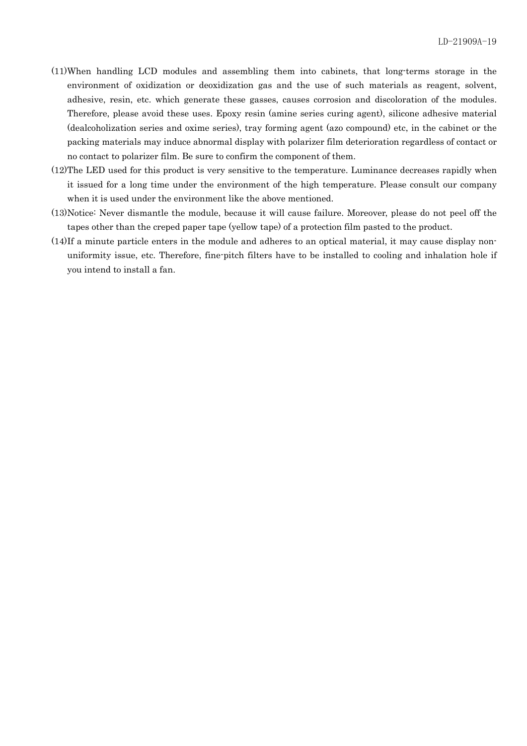(11)When handling LCD modules and assembling them into cabinets, that long-terms storage in the environment of oxidization or deoxidization gas and the use of such materials as reagent, solvent, adhesive, resin, etc. which generate these gasses, causes corrosion and discoloration of the modules. Therefore, please avoid these uses. Epoxy resin (amine series curing agent), silicone adhesive material (dealcoholization series and oxime series), tray forming agent (azo compound) etc, in the cabinet or the packing materials may induce abnormal display with polarizer film deterioration regardless of contact or no contact to polarizer film. Be sure to confirm the component of them.

(12)The LED used for this product is very sensitive to the temperature. Luminance decreases rapidly when it issued for a long time under the environment of the high temperature. Please consult our company when it is used under the environment like the above mentioned.

(13)Notice: Never dismantle the module, because it will cause failure. Moreover, please do not peel off the tapes other than the creped paper tape (yellow tape) of a protection film pasted to the product.

(14)If a minute particle enters in the module and adheres to an optical material, it may cause display non-uniformity issue, etc. Therefore, fine-pitch filters have to be installed to cooling and inhalation hole if you intend to install a fan.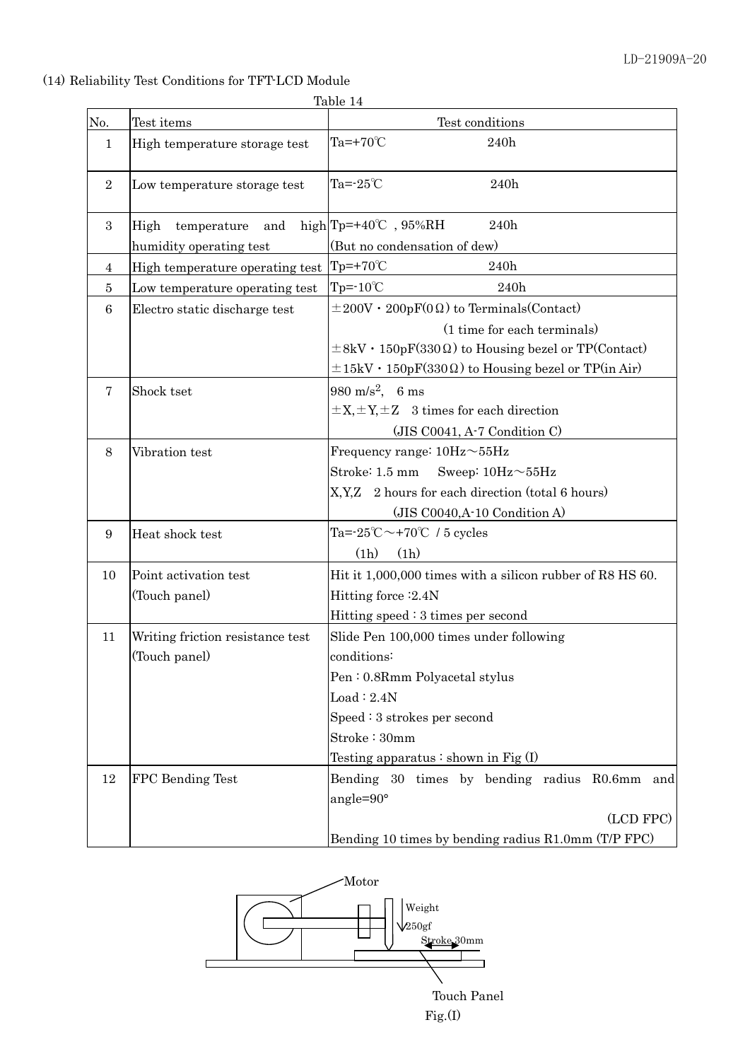(14) Reliability Test Conditions for TFT-LCD Module

Table 14

| No. | Test items | Test conditions |
|---|---|---|
| 1 | High temperature storage test | Ta=+70℃ 240h |
| 2 | Low temperature storage test | Ta=-25℃ 240h |
| 3 | High temperature and high humidity operating test | Tp=+40℃ , 95%RH 240h<br>(But no condensation of dew) |
| 4 | High temperature operating test | Tp=+70℃ 240h |
| 5 | Low temperature operating test | Tp=-10℃ 240h |
| 6 | Electro static discharge test | ±200V・200pF(0Ω) to Terminals(Contact)<br>(1 time for each terminals)<br>±8kV・150pF(330Ω) to Housing bezel or TP(Contact)<br>±15kV・150pF(330Ω) to Housing bezel or TP(in Air) |
| 7 | Shock tset | 980 $m/s^2$, 6 ms<br>±X,±Y,±Z 3 times for each direction<br>(JIS C0041, A-7 Condition C) |
| 8 | Vibration test | Frequency range: 10Hz～55Hz<br>Stroke: 1.5 mm Sweep: 10Hz～55Hz<br>X,Y,Z 2 hours for each direction (total 6 hours)<br>(JIS C0040,A-10 Condition A) |
| 9 | Heat shock test | Ta=-25℃～+70℃ / 5 cycles<br>(1h) (1h) |
| 10 | Point activation test<br>(Touch panel) | Hit it 1,000,000 times with a silicon rubber of R8 HS 60.<br>Hitting force :2.4N<br>Hitting speed : 3 times per second |
| 11 | Writing friction resistance test<br>(Touch panel) | Slide Pen 100,000 times under following conditions:<br>Pen : 0.8Rmm Polyacetal stylus<br>Load : 2.4N<br>Speed : 3 strokes per second<br>Stroke : 30mm<br>Testing apparatus : shown in Fig (I) |
| 12 | FPC Bending Test | Bending 30 times by bending radius R0.6mm and angle=90°<br>(LCD FPC)<br>Bending 10 times by bending radius R1.0mm (T/P FPC) |

Motor

Weight 250gf

Stroke 30mm

Touch Panel

Fig.(I)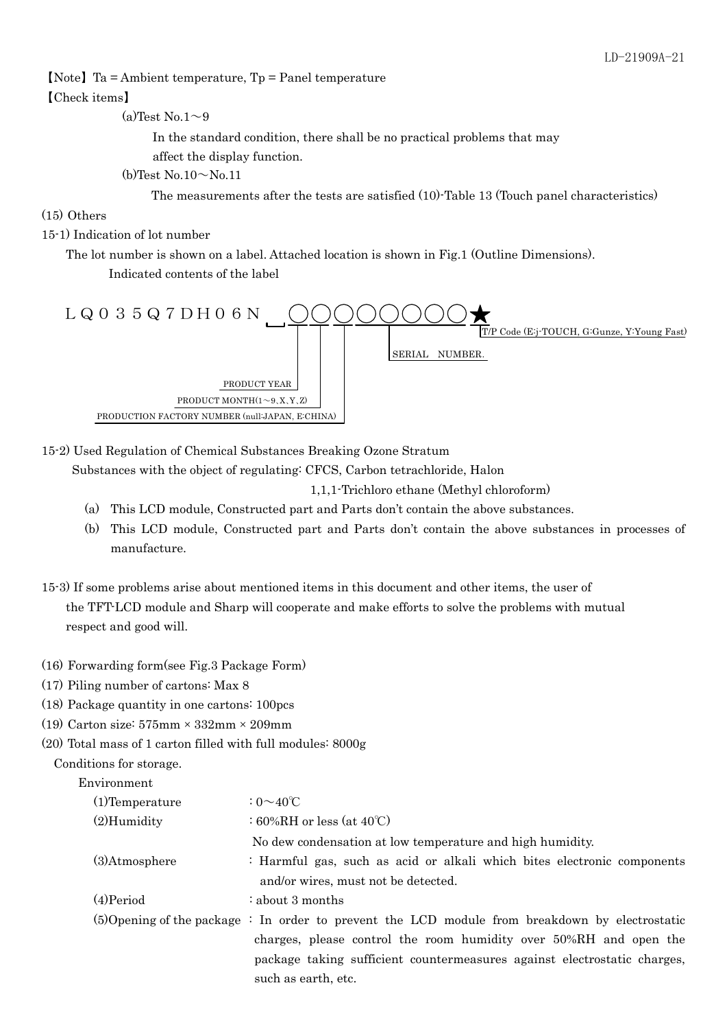【Note】 Ta = Ambient temperature, Tp = Panel temperature

【Check items】

(a)Test No.1～9

In the standard condition, there shall be no practical problems that may affect the display function.

(b)Test No.10～No.11

The measurements after the tests are satisfied (10)-Table 13 (Touch panel characteristics)

(15) Others

15-1) Indication of lot number

The lot number is shown on a label. Attached location is shown in Fig.1 (Outline Dimensions).

Indicated contents of the label

LQ035Q7DH06N ␣ ○○○○○○○○★

- ★: T/P Code (E:j-TOUCH, G:Gunze, Y:Young Fast)
- SERIAL NUMBER.
- PRODUCT YEAR
- PRODUCT MONTH(1～9, X, Y, Z)
- PRODUCTION FACTORY NUMBER (null:JAPAN, E:CHINA)

15-2) Used Regulation of Chemical Substances Breaking Ozone Stratum

Substances with the object of regulating: CFCS, Carbon tetrachloride, Halon
1,1,1-Trichloro ethane (Methyl chloroform)

(a) This LCD module, Constructed part and Parts don't contain the above substances.

(b) This LCD module, Constructed part and Parts don't contain the above substances in processes of manufacture.

15-3) If some problems arise about mentioned items in this document and other items, the user of the TFT-LCD module and Sharp will cooperate and make efforts to solve the problems with mutual respect and good will.

(16) Forwarding form(see Fig.3 Package Form)

(17) Piling number of cartons: Max 8

(18) Package quantity in one cartons: 100pcs

(19) Carton size: 575mm × 332mm × 209mm

(20) Total mass of 1 carton filled with full modules: 8000g

Conditions for storage.

Environment

(1)Temperature : 0～40℃

(2)Humidity : 60%RH or less (at 40℃)
No dew condensation at low temperature and high humidity.

(3)Atmosphere : Harmful gas, such as acid or alkali which bites electronic components and/or wires, must not be detected.

(4)Period : about 3 months

(5)Opening of the package : In order to prevent the LCD module from breakdown by electrostatic charges, please control the room humidity over 50%RH and open the package taking sufficient countermeasures against electrostatic charges, such as earth, etc.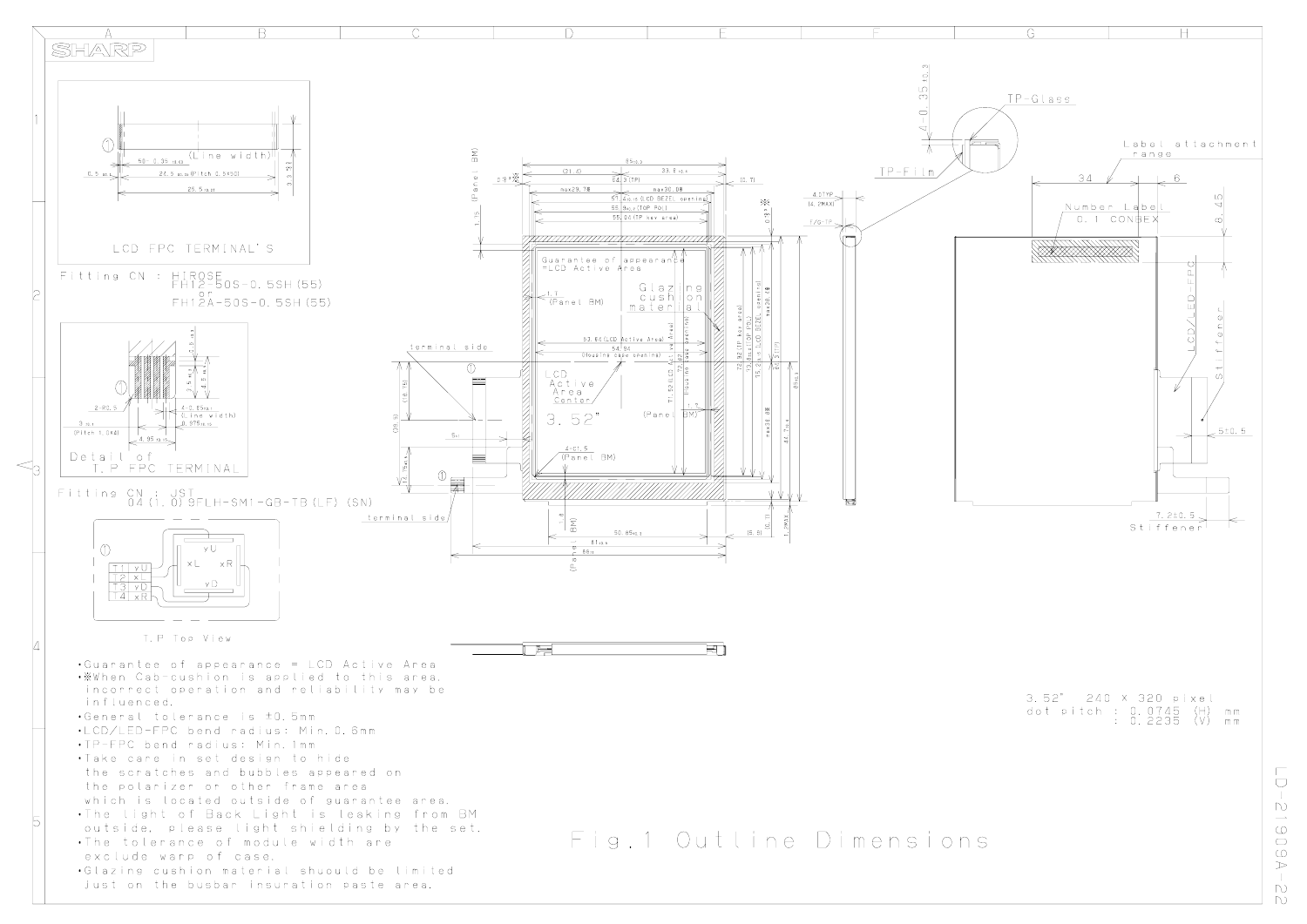SHARP

LCD FPC TERMINAL'S

Fitting CN : HIROSE FH12-50S-0.5SH(55) or FH12A-50S-0.5SH(55)

Detail of T.P FPC TERMINAL

Fitting CN : JST 04(1.0)9FLH-SM1-GB-TB(LF)(SN)

| | |
|---|---|
| T1 | yU |
| T2 | xL |
| T3 | yD |
| T4 | xR |

T.P Top View

- Guarantee of appearance = LCD Active Area
- ※When Cab-cushion is applied to this area, incorrect operation and reliability may be influenced.
- General tolerance is ±0.5mm
- LCD/LED-FPC bend radius: Min.0.6mm
- TP-FPC bend radius: Min.1mm
- Take care in set design to hide the scratches and bubbles appeared on the polarizer or other frame area which is located outside of guarantee area.
- The light of Back Light is leaking from BM outside, please light shielding by the set.
- The tolerance of module width are exclude warp of case.
- Glazing cushion material shuould be limited Just on the busbar insuration paste area.

3.52" 240 X 320 pixel
dot pitch : 0.0745 (H) mm
: 0.2235 (V) mm

Fig.1 Outline Dimensions

LD-21909A 22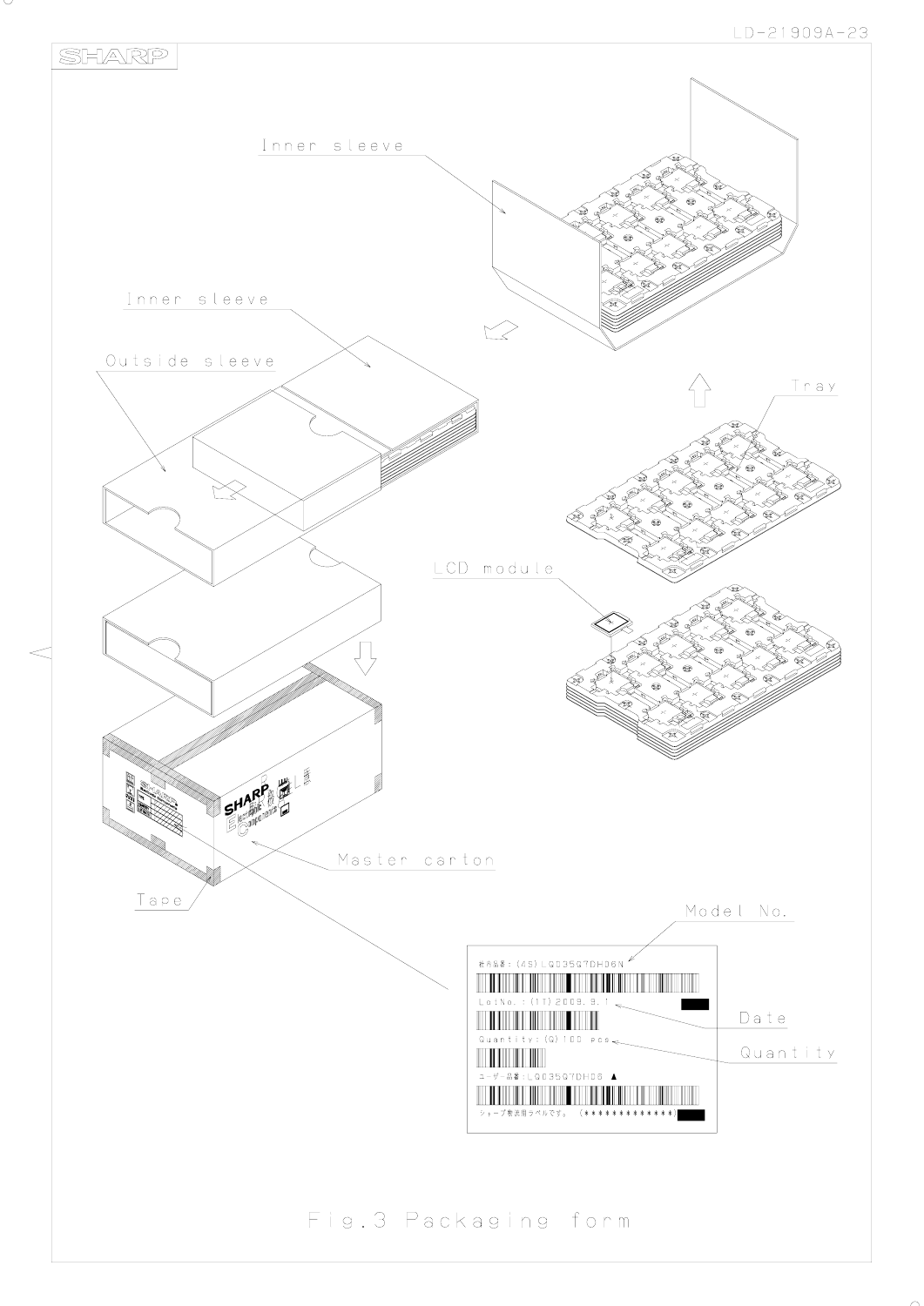Inner sleeve

Inner sleeve

Outside sleeve

Tray

LCD module

Master carton

Tape

Model No.

社内品番：(4S)LQ035Q7DH06N

LotNo.：(1T)2009.9.1

Quantity：(Q)100 pcs

ユーザー品番：LQ035Q7DH06 ▲

シャープ製品用ラベルです。 (*************)

Date

Quantity

Fig.3 Packaging form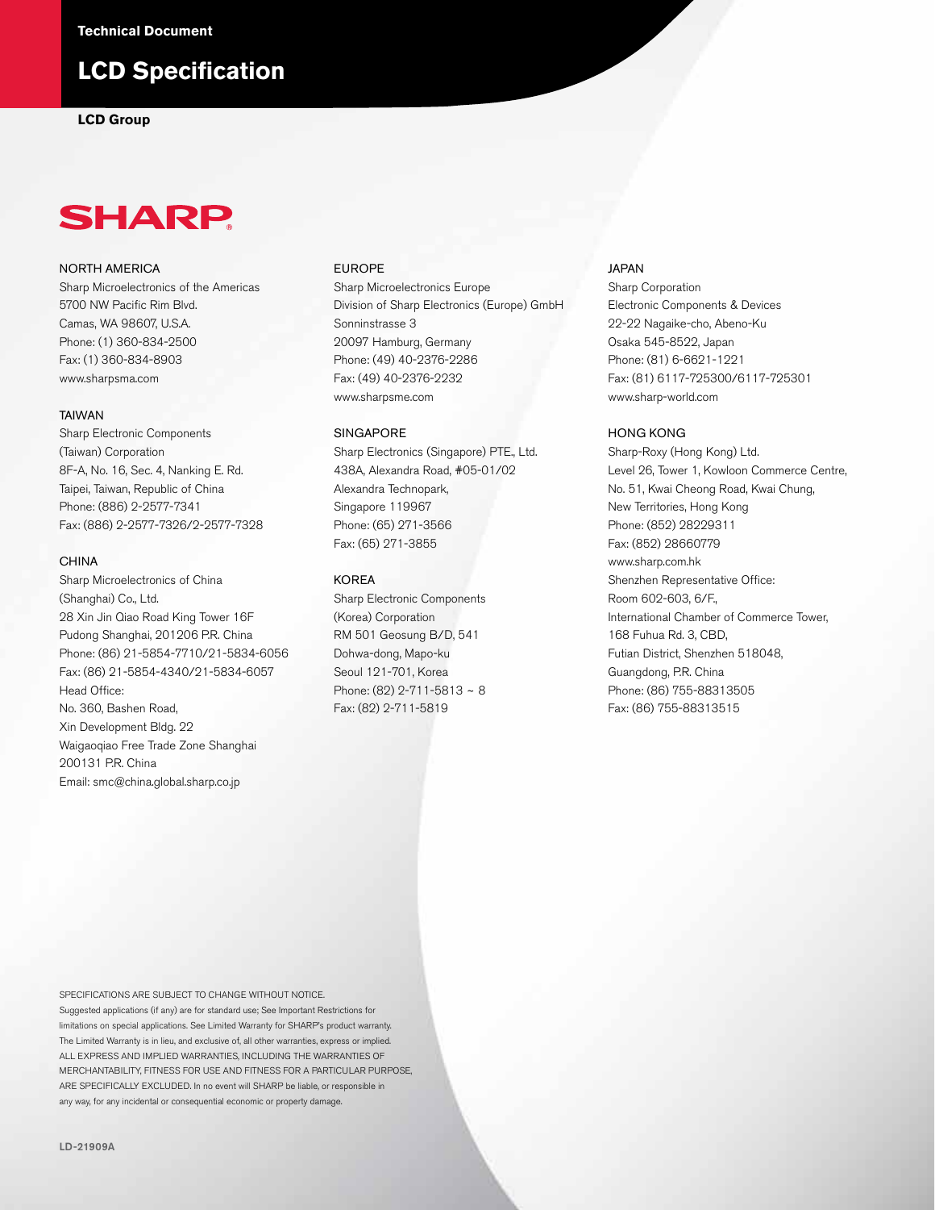**Technical Document**

# LCD Specification

**LCD Group**

SHARP

NORTH AMERICA
Sharp Microelectronics of the Americas
5700 NW Pacific Rim Blvd.
Camas, WA 98607, U.S.A.
Phone: (1) 360-834-2500
Fax: (1) 360-834-8903
www.sharpsma.com

TAIWAN
Sharp Electronic Components
(Taiwan) Corporation
8F-A, No. 16, Sec. 4, Nanking E. Rd.
Taipei, Taiwan, Republic of China
Phone: (886) 2-2577-7341
Fax: (886) 2-2577-7326/2-2577-7328

CHINA
Sharp Microelectronics of China
(Shanghai) Co., Ltd.
28 Xin Jin Qiao Road King Tower 16F
Pudong Shanghai, 201206 P.R. China
Phone: (86) 21-5854-7710/21-5834-6056
Fax: (86) 21-5854-4340/21-5834-6057
Head Office:
No. 360, Bashen Road,
Xin Development Bldg. 22
Waigaoqiao Free Trade Zone Shanghai
200131 P.R. China
Email: smc@china.global.sharp.co.jp

EUROPE
Sharp Microelectronics Europe
Division of Sharp Electronics (Europe) GmbH
Sonninstrasse 3
20097 Hamburg, Germany
Phone: (49) 40-2376-2286
Fax: (49) 40-2376-2232
www.sharpsme.com

SINGAPORE
Sharp Electronics (Singapore) PTE., Ltd.
438A, Alexandra Road, #05-01/02
Alexandra Technopark,
Singapore 119967
Phone: (65) 271-3566
Fax: (65) 271-3855

KOREA
Sharp Electronic Components
(Korea) Corporation
RM 501 Geosung B/D, 541
Dohwa-dong, Mapo-ku
Seoul 121-701, Korea
Phone: (82) 2-711-5813 ~ 8
Fax: (82) 2-711-5819

JAPAN
Sharp Corporation
Electronic Components & Devices
22-22 Nagaike-cho, Abeno-Ku
Osaka 545-8522, Japan
Phone: (81) 6-6621-1221
Fax: (81) 6117-725300/6117-725301
www.sharp-world.com

HONG KONG
Sharp-Roxy (Hong Kong) Ltd.
Level 26, Tower 1, Kowloon Commerce Centre,
No. 51, Kwai Cheong Road, Kwai Chung,
New Territories, Hong Kong
Phone: (852) 28229311
Fax: (852) 28660779
www.sharp.com.hk
Shenzhen Representative Office:
Room 602-603, 6/F.,
International Chamber of Commerce Tower,
168 Fuhua Rd. 3, CBD,
Futian District, Shenzhen 518048,
Guangdong, P.R. China
Phone: (86) 755-88313505
Fax: (86) 755-88313515

SPECIFICATIONS ARE SUBJECT TO CHANGE WITHOUT NOTICE.
Suggested applications (if any) are for standard use; See Important Restrictions for limitations on special applications. See Limited Warranty for SHARP's product warranty. The Limited Warranty is in lieu, and exclusive of, all other warranties, express or implied. ALL EXPRESS AND IMPLIED WARRANTIES, INCLUDING THE WARRANTIES OF MERCHANTABILITY, FITNESS FOR USE AND FITNESS FOR A PARTICULAR PURPOSE, ARE SPECIFICALLY EXCLUDED. In no event will SHARP be liable, or responsible in any way, for any incidental or consequential economic or property damage.

LD-21909A